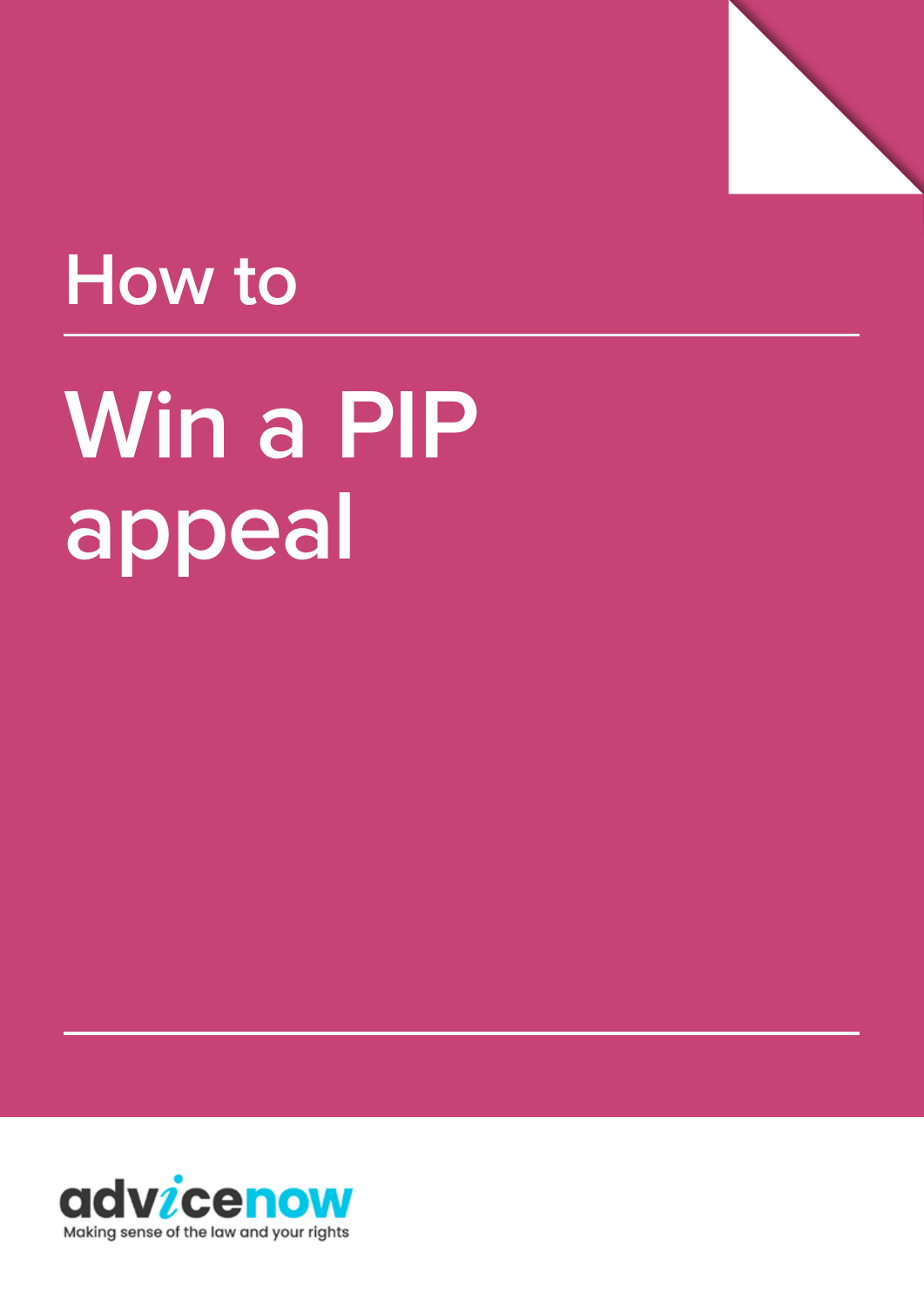How to

# Win a PIP appeal

advicenow

Making sense of the law and your rights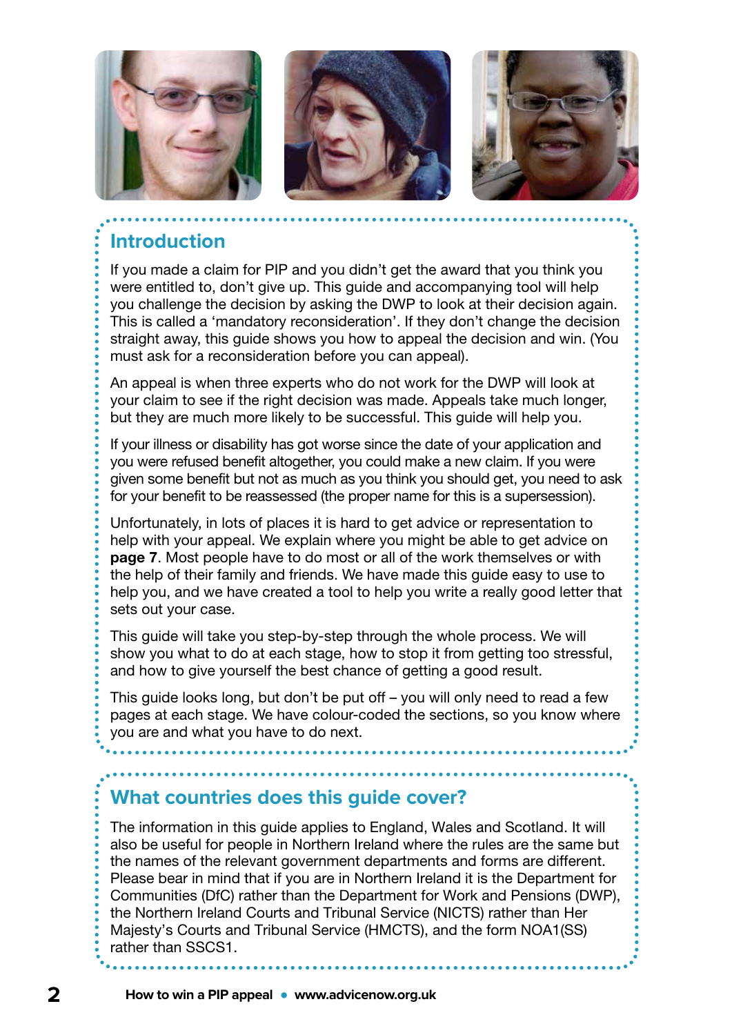## Introduction

If you made a claim for PIP and you didn't get the award that you think you were entitled to, don't give up. This guide and accompanying tool will help you challenge the decision by asking the DWP to look at their decision again. This is called a 'mandatory reconsideration'. If they don't change the decision straight away, this guide shows you how to appeal the decision and win. (You must ask for a reconsideration before you can appeal).

An appeal is when three experts who do not work for the DWP will look at your claim to see if the right decision was made. Appeals take much longer, but they are much more likely to be successful. This guide will help you.

If your illness or disability has got worse since the date of your application and you were refused benefit altogether, you could make a new claim. If you were given some benefit but not as much as you think you should get, you need to ask for your benefit to be reassessed (the proper name for this is a supersession).

Unfortunately, in lots of places it is hard to get advice or representation to help with your appeal. We explain where you might be able to get advice on **page 7**. Most people have to do most or all of the work themselves or with the help of their family and friends. We have made this guide easy to use to help you, and we have created a tool to help you write a really good letter that sets out your case.

This guide will take you step-by-step through the whole process. We will show you what to do at each stage, how to stop it from getting too stressful, and how to give yourself the best chance of getting a good result.

This guide looks long, but don't be put off – you will only need to read a few pages at each stage. We have colour-coded the sections, so you know where you are and what you have to do next.

## What countries does this guide cover?

The information in this guide applies to England, Wales and Scotland. It will also be useful for people in Northern Ireland where the rules are the same but the names of the relevant government departments and forms are different. Please bear in mind that if you are in Northern Ireland it is the Department for Communities (DfC) rather than the Department for Work and Pensions (DWP), the Northern Ireland Courts and Tribunal Service (NICTS) rather than Her Majesty's Courts and Tribunal Service (HMCTS), and the form NOA1(SS) rather than SSCS1.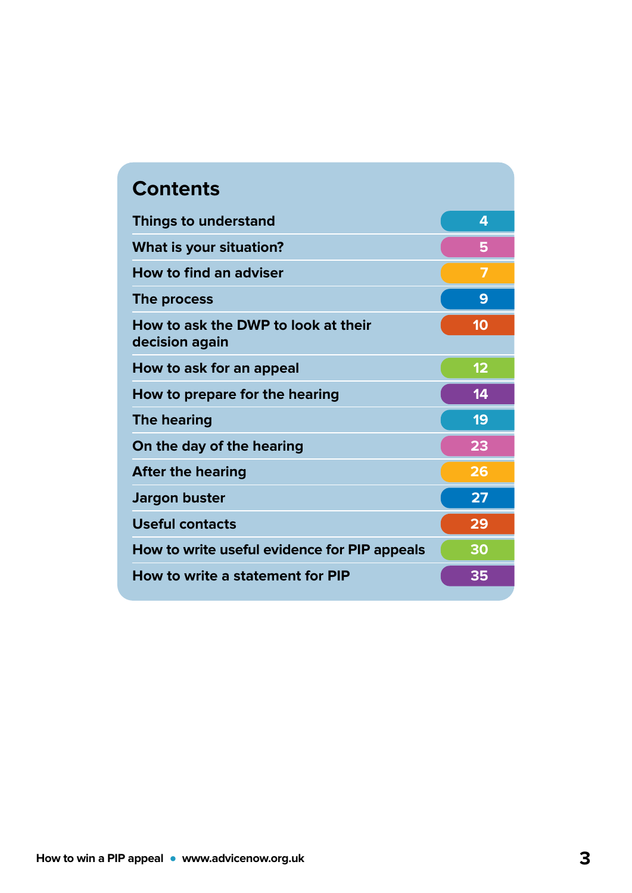# Contents

| | |
|---|---|
| Things to understand | 4 |
| What is your situation? | 5 |
| How to find an adviser | 7 |
| The process | 9 |
| How to ask the DWP to look at their decision again | 10 |
| How to ask for an appeal | 12 |
| How to prepare for the hearing | 14 |
| The hearing | 19 |
| On the day of the hearing | 23 |
| After the hearing | 26 |
| Jargon buster | 27 |
| Useful contacts | 29 |
| How to write useful evidence for PIP appeals | 30 |
| How to write a statement for PIP | 35 |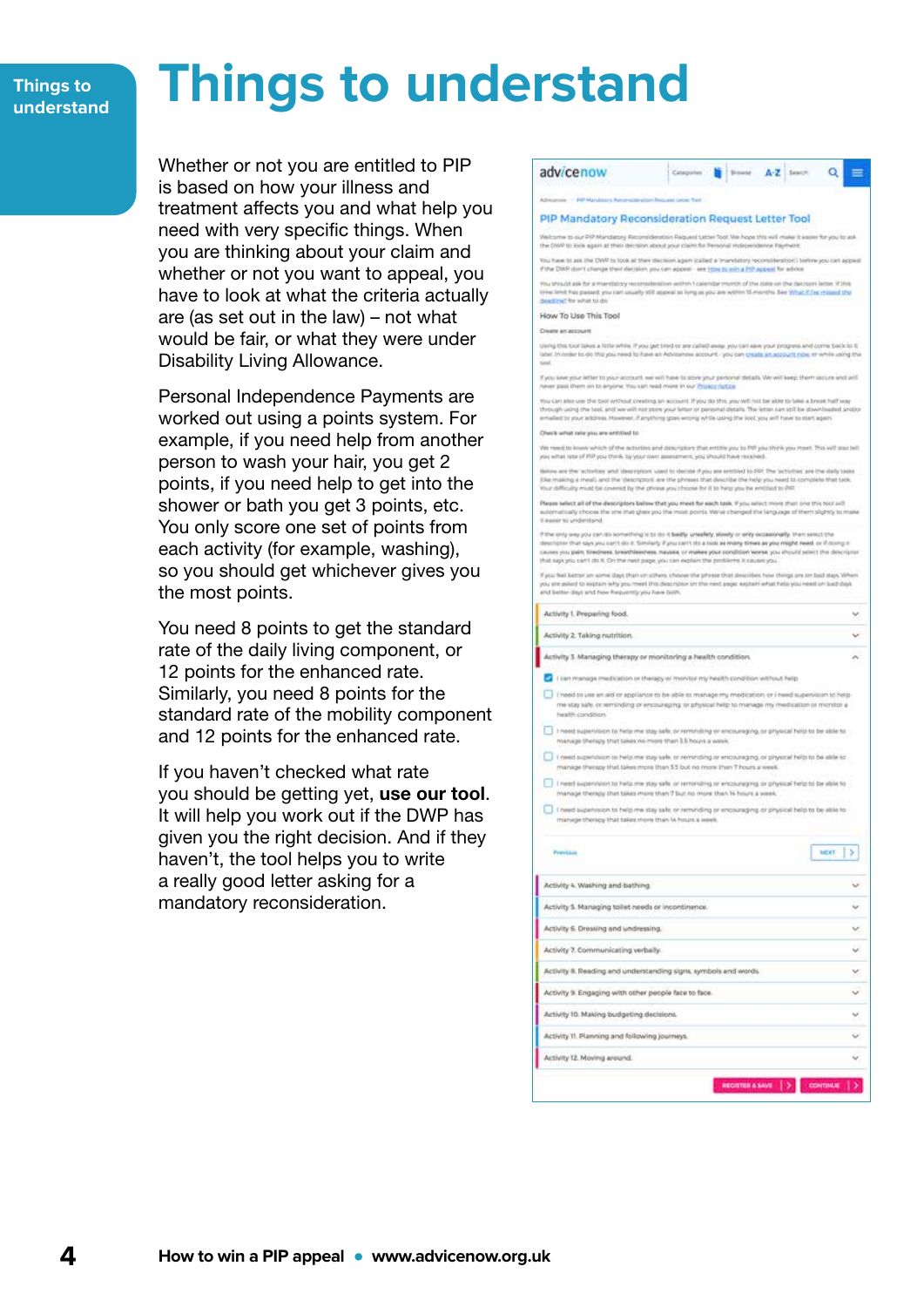# Things to understand

Whether or not you are entitled to PIP is based on how your illness and treatment affects you and what help you need with very specific things. When you are thinking about your claim and whether or not you want to appeal, you have to look at what the criteria actually are (as set out in the law) – not what would be fair, or what they were under Disability Living Allowance.

Personal Independence Payments are worked out using a points system. For example, if you need help from another person to wash your hair, you get 2 points, if you need help to get into the shower or bath you get 3 points, etc. You only score one set of points from each activity (for example, washing), so you should get whichever gives you the most points.

You need 8 points to get the standard rate of the daily living component, or 12 points for the enhanced rate. Similarly, you need 8 points for the standard rate of the mobility component and 12 points for the enhanced rate.

If you haven't checked what rate you should be getting yet, **use our tool**. It will help you work out if the DWP has given you the right decision. And if they haven't, the tool helps you to write a really good letter asking for a mandatory reconsideration.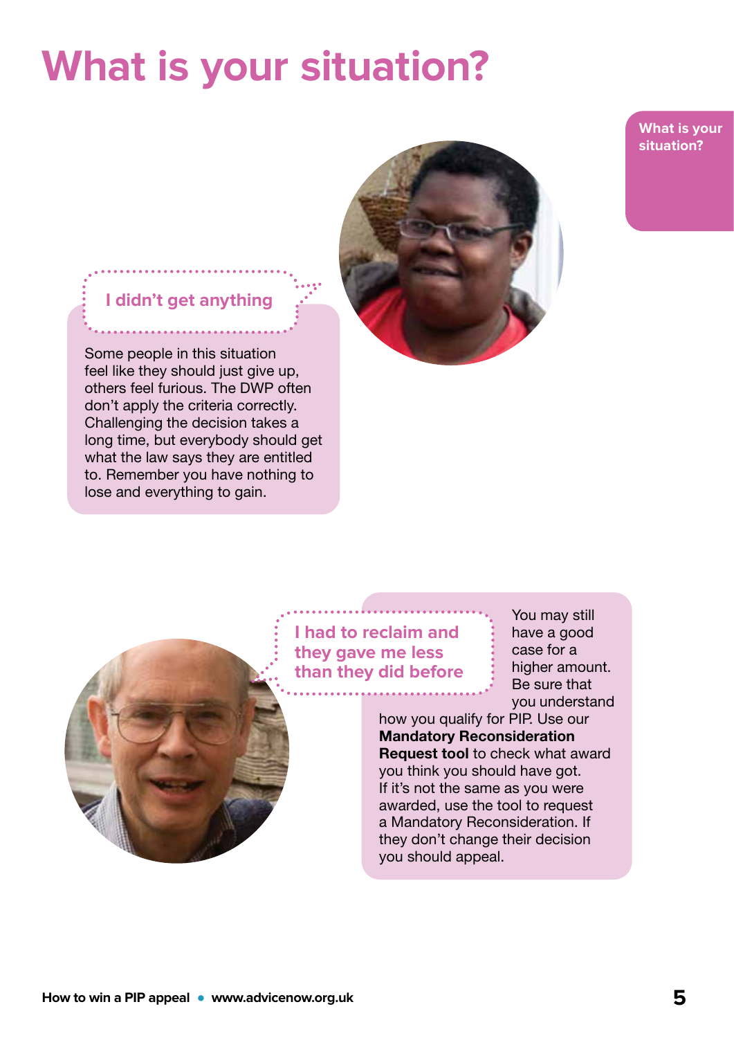# What is your situation?

### I didn't get anything

Some people in this situation feel like they should just give up, others feel furious. The DWP often don't apply the criteria correctly. Challenging the decision takes a long time, but everybody should get what the law says they are entitled to. Remember you have nothing to lose and everything to gain.

### I had to reclaim and they gave me less than they did before

You may still have a good case for a higher amount. Be sure that you understand how you qualify for PIP. Use our **Mandatory Reconsideration Request tool** to check what award you think you should have got. If it's not the same as you were awarded, use the tool to request a Mandatory Reconsideration. If they don't change their decision you should appeal.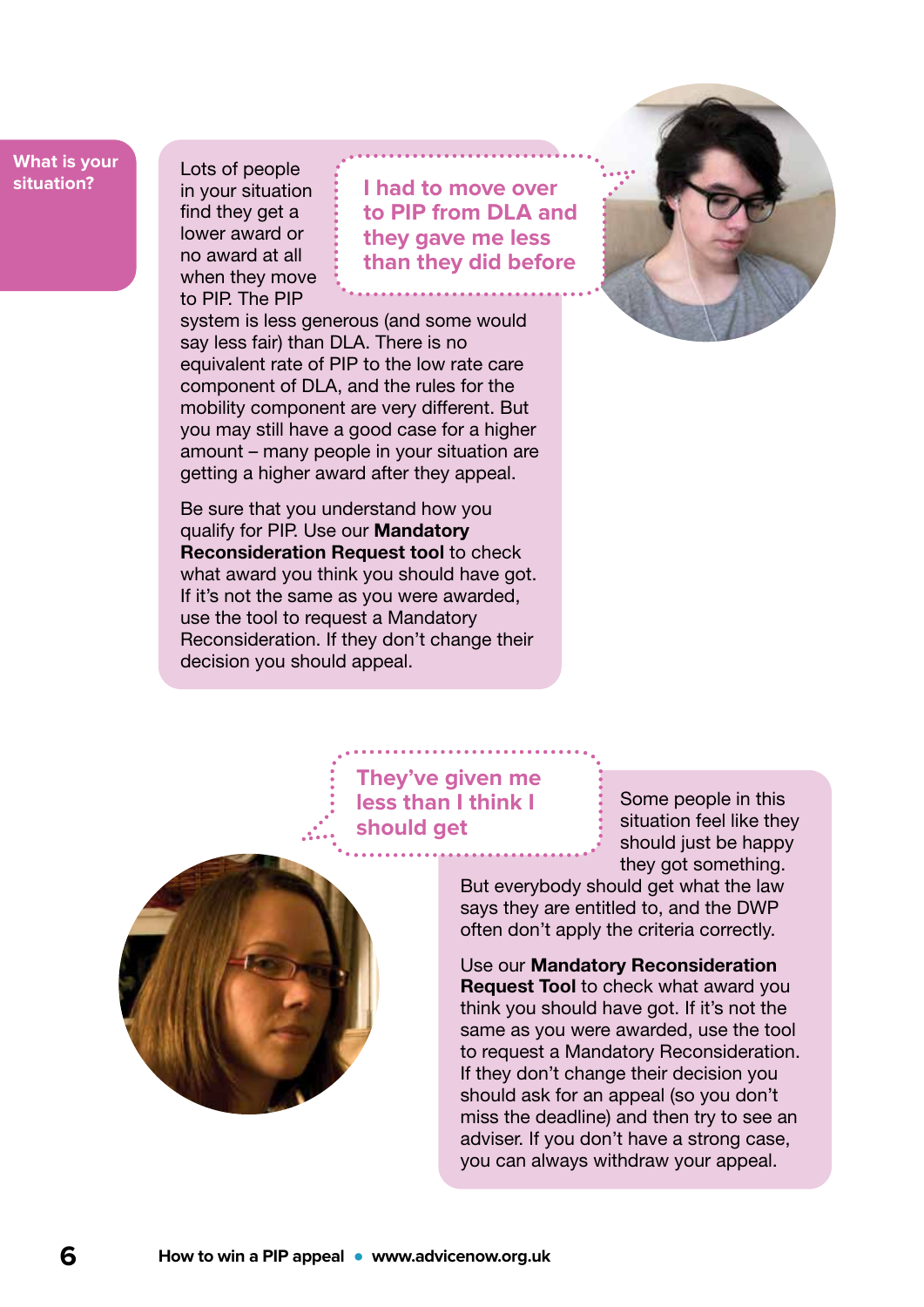What is your situation?

**I had to move over to PIP from DLA and they gave me less than they did before**

Lots of people in your situation find they get a lower award or no award at all when they move to PIP. The PIP system is less generous (and some would say less fair) than DLA. There is no equivalent rate of PIP to the low rate care component of DLA, and the rules for the mobility component are very different. But you may still have a good case for a higher amount – many people in your situation are getting a higher award after they appeal.

Be sure that you understand how you qualify for PIP. Use our **Mandatory Reconsideration Request tool** to check what award you think you should have got. If it's not the same as you were awarded, use the tool to request a Mandatory Reconsideration. If they don't change their decision you should appeal.

**They've given me less than I think I should get**

Some people in this situation feel like they should just be happy they got something. But everybody should get what the law says they are entitled to, and the DWP often don't apply the criteria correctly.

Use our **Mandatory Reconsideration Request Tool** to check what award you think you should have got. If it's not the same as you were awarded, use the tool to request a Mandatory Reconsideration. If they don't change their decision you should ask for an appeal (so you don't miss the deadline) and then try to see an adviser. If you don't have a strong case, you can always withdraw your appeal.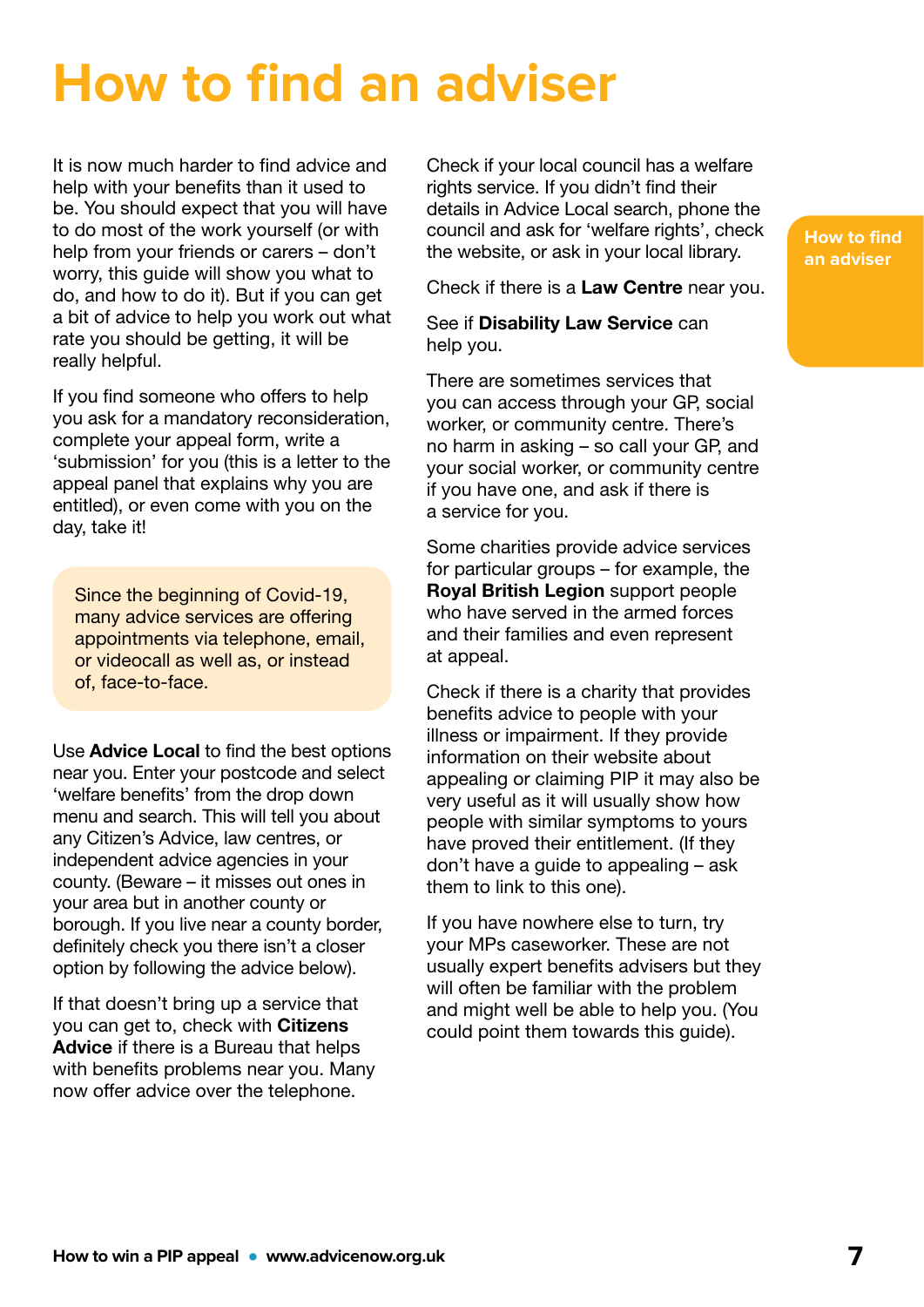# How to find an adviser

It is now much harder to find advice and help with your benefits than it used to be. You should expect that you will have to do most of the work yourself (or with help from your friends or carers – don't worry, this guide will show you what to do, and how to do it). But if you can get a bit of advice to help you work out what rate you should be getting, it will be really helpful.

If you find someone who offers to help you ask for a mandatory reconsideration, complete your appeal form, write a 'submission' for you (this is a letter to the appeal panel that explains why you are entitled), or even come with you on the day, take it!

> Since the beginning of Covid-19, many advice services are offering appointments via telephone, email, or videocall as well as, or instead of, face-to-face.

Use **Advice Local** to find the best options near you. Enter your postcode and select 'welfare benefits' from the drop down menu and search. This will tell you about any Citizen's Advice, law centres, or independent advice agencies in your county. (Beware – it misses out ones in your area but in another county or borough. If you live near a county border, definitely check you there isn't a closer option by following the advice below).

If that doesn't bring up a service that you can get to, check with **Citizens Advice** if there is a Bureau that helps with benefits problems near you. Many now offer advice over the telephone.

Check if your local council has a welfare rights service. If you didn't find their details in Advice Local search, phone the council and ask for 'welfare rights', check the website, or ask in your local library.

Check if there is a **Law Centre** near you.

See if **Disability Law Service** can help you.

There are sometimes services that you can access through your GP, social worker, or community centre. There's no harm in asking – so call your GP, and your social worker, or community centre if you have one, and ask if there is a service for you.

Some charities provide advice services for particular groups – for example, the **Royal British Legion** support people who have served in the armed forces and their families and even represent at appeal.

Check if there is a charity that provides benefits advice to people with your illness or impairment. If they provide information on their website about appealing or claiming PIP it may also be very useful as it will usually show how people with similar symptoms to yours have proved their entitlement. (If they don't have a guide to appealing – ask them to link to this one).

If you have nowhere else to turn, try your MPs caseworker. These are not usually expert benefits advisers but they will often be familiar with the problem and might well be able to help you. (You could point them towards this guide).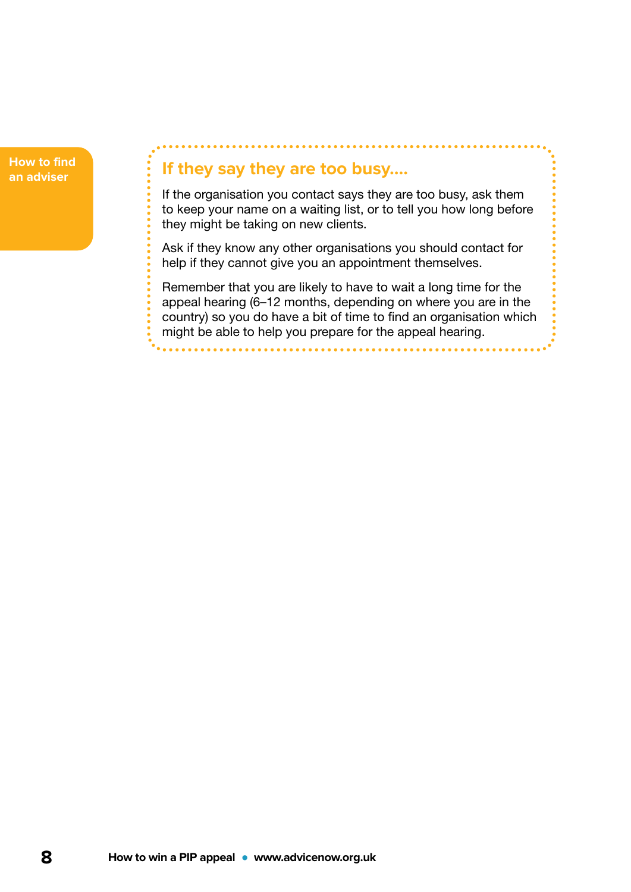How to find an adviser

## If they say they are too busy....

If the organisation you contact says they are too busy, ask them to keep your name on a waiting list, or to tell you how long before they might be taking on new clients.

Ask if they know any other organisations you should contact for help if they cannot give you an appointment themselves.

Remember that you are likely to have to wait a long time for the appeal hearing (6–12 months, depending on where you are in the country) so you do have a bit of time to find an organisation which might be able to help you prepare for the appeal hearing.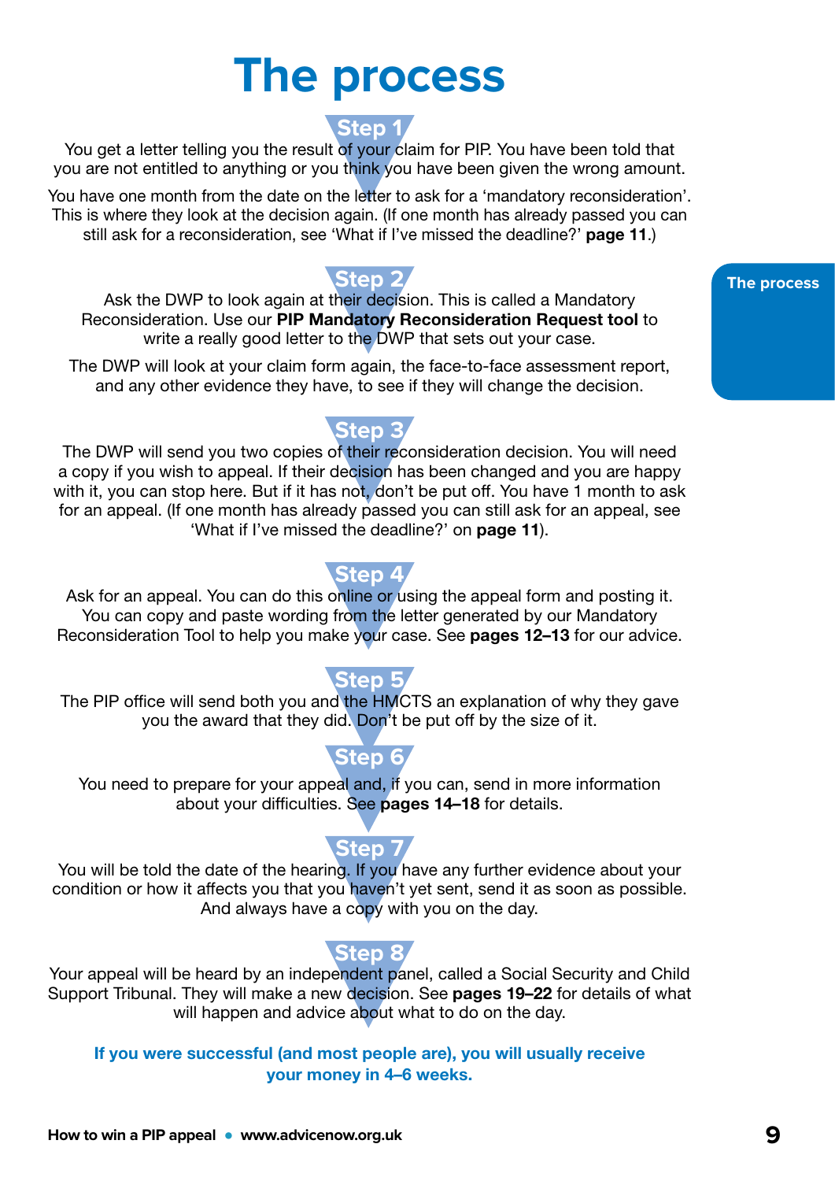# The process

## Step 1

You get a letter telling you the result of your claim for PIP. You have been told that you are not entitled to anything or you think you have been given the wrong amount.

You have one month from the date on the letter to ask for a 'mandatory reconsideration'. This is where they look at the decision again. (If one month has already passed you can still ask for a reconsideration, see 'What if I've missed the deadline?' **page 11**.)

## Step 2

Ask the DWP to look again at their decision. This is called a Mandatory Reconsideration. Use our **PIP Mandatory Reconsideration Request tool** to write a really good letter to the DWP that sets out your case.

The DWP will look at your claim form again, the face-to-face assessment report, and any other evidence they have, to see if they will change the decision.

## Step 3

The DWP will send you two copies of their reconsideration decision. You will need a copy if you wish to appeal. If their decision has been changed and you are happy with it, you can stop here. But if it has not, don't be put off. You have 1 month to ask for an appeal. (If one month has already passed you can still ask for an appeal, see 'What if I've missed the deadline?' on **page 11**).

## Step 4

Ask for an appeal. You can do this online or using the appeal form and posting it. You can copy and paste wording from the letter generated by our Mandatory Reconsideration Tool to help you make your case. See **pages 12–13** for our advice.

## Step 5

The PIP office will send both you and the HMCTS an explanation of why they gave you the award that they did. Don't be put off by the size of it.

## Step 6

You need to prepare for your appeal and, if you can, send in more information about your difficulties. See **pages 14–18** for details.

## Step 7

You will be told the date of the hearing. If you have any further evidence about your condition or how it affects you that you haven't yet sent, send it as soon as possible. And always have a copy with you on the day.

## Step 8

Your appeal will be heard by an independent panel, called a Social Security and Child Support Tribunal. They will make a new decision. See **pages 19–22** for details of what will happen and advice about what to do on the day.

**If you were successful (and most people are), you will usually receive your money in 4–6 weeks.**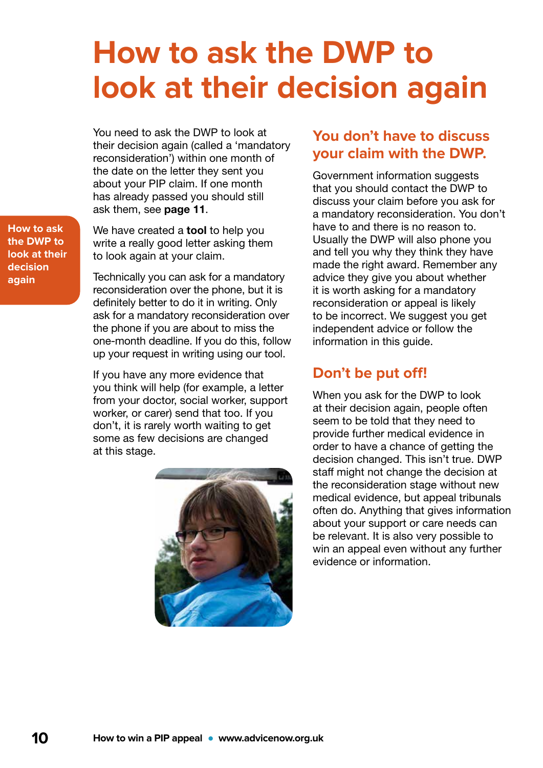# How to ask the DWP to look at their decision again

How to ask the DWP to look at their decision again

You need to ask the DWP to look at their decision again (called a 'mandatory reconsideration') within one month of the date on the letter they sent you about your PIP claim. If one month has already passed you should still ask them, see **page 11**.

We have created a **tool** to help you write a really good letter asking them to look again at your claim.

Technically you can ask for a mandatory reconsideration over the phone, but it is definitely better to do it in writing. Only ask for a mandatory reconsideration over the phone if you are about to miss the one-month deadline. If you do this, follow up your request in writing using our tool.

If you have any more evidence that you think will help (for example, a letter from your doctor, social worker, support worker, or carer) send that too. If you don't, it is rarely worth waiting to get some as few decisions are changed at this stage.

## You don't have to discuss your claim with the DWP.

Government information suggests that you should contact the DWP to discuss your claim before you ask for a mandatory reconsideration. You don't have to and there is no reason to. Usually the DWP will also phone you and tell you why they think they have made the right award. Remember any advice they give you about whether it is worth asking for a mandatory reconsideration or appeal is likely to be incorrect. We suggest you get independent advice or follow the information in this guide.

## Don't be put off!

When you ask for the DWP to look at their decision again, people often seem to be told that they need to provide further medical evidence in order to have a chance of getting the decision changed. This isn't true. DWP staff might not change the decision at the reconsideration stage without new medical evidence, but appeal tribunals often do. Anything that gives information about your support or care needs can be relevant. It is also very possible to win an appeal even without any further evidence or information.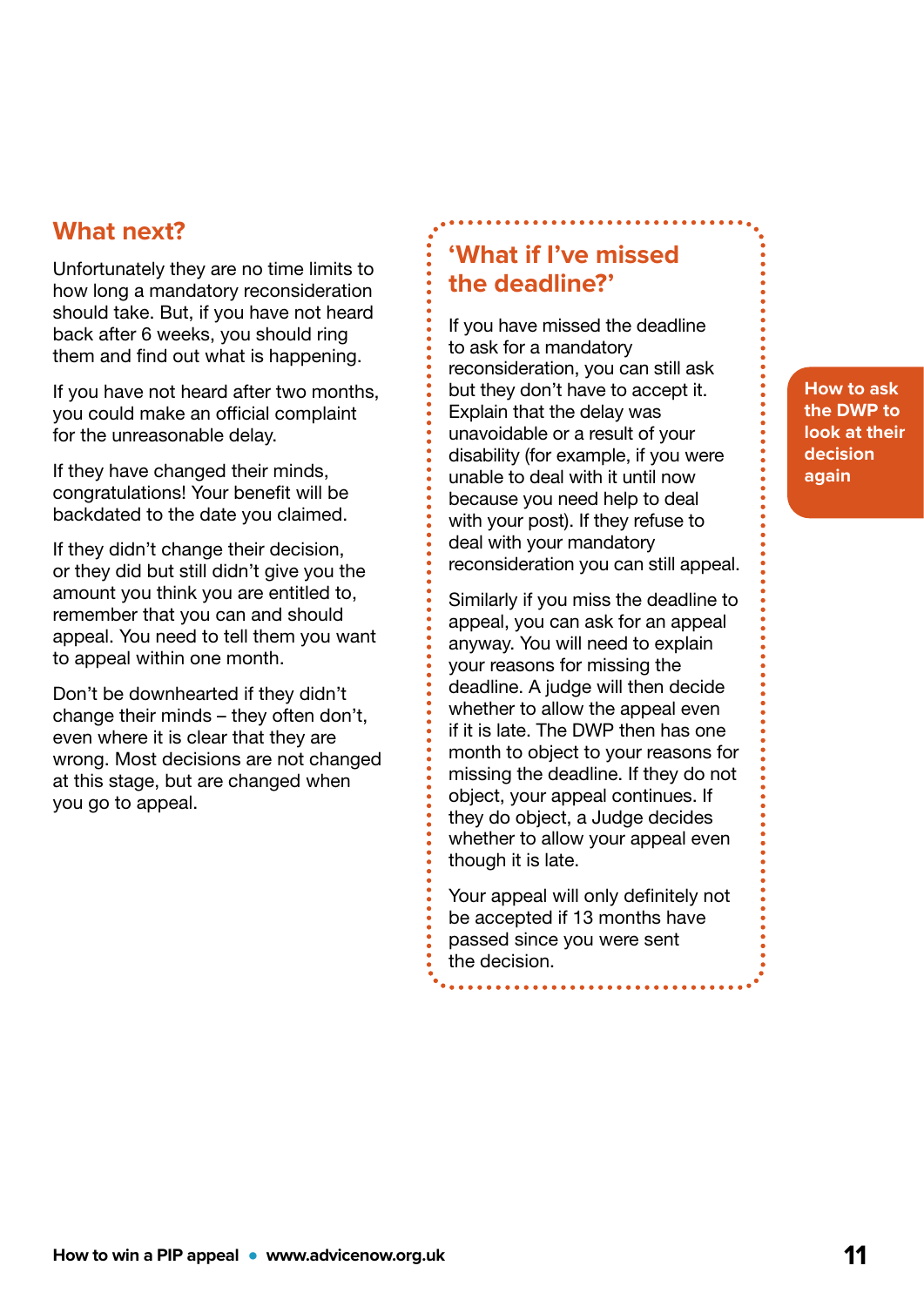## What next?

Unfortunately they are no time limits to how long a mandatory reconsideration should take. But, if you have not heard back after 6 weeks, you should ring them and find out what is happening.

If you have not heard after two months, you could make an official complaint for the unreasonable delay.

If they have changed their minds, congratulations! Your benefit will be backdated to the date you claimed.

If they didn't change their decision, or they did but still didn't give you the amount you think you are entitled to, remember that you can and should appeal. You need to tell them you want to appeal within one month.

Don't be downhearted if they didn't change their minds – they often don't, even where it is clear that they are wrong. Most decisions are not changed at this stage, but are changed when you go to appeal.

## 'What if I've missed the deadline?'

If you have missed the deadline to ask for a mandatory reconsideration, you can still ask but they don't have to accept it. Explain that the delay was unavoidable or a result of your disability (for example, if you were unable to deal with it until now because you need help to deal with your post). If they refuse to deal with your mandatory reconsideration you can still appeal.

Similarly if you miss the deadline to appeal, you can ask for an appeal anyway. You will need to explain your reasons for missing the deadline. A judge will then decide whether to allow the appeal even if it is late. The DWP then has one month to object to your reasons for missing the deadline. If they do not object, your appeal continues. If they do object, a Judge decides whether to allow your appeal even though it is late.

Your appeal will only definitely not be accepted if 13 months have passed since you were sent the decision.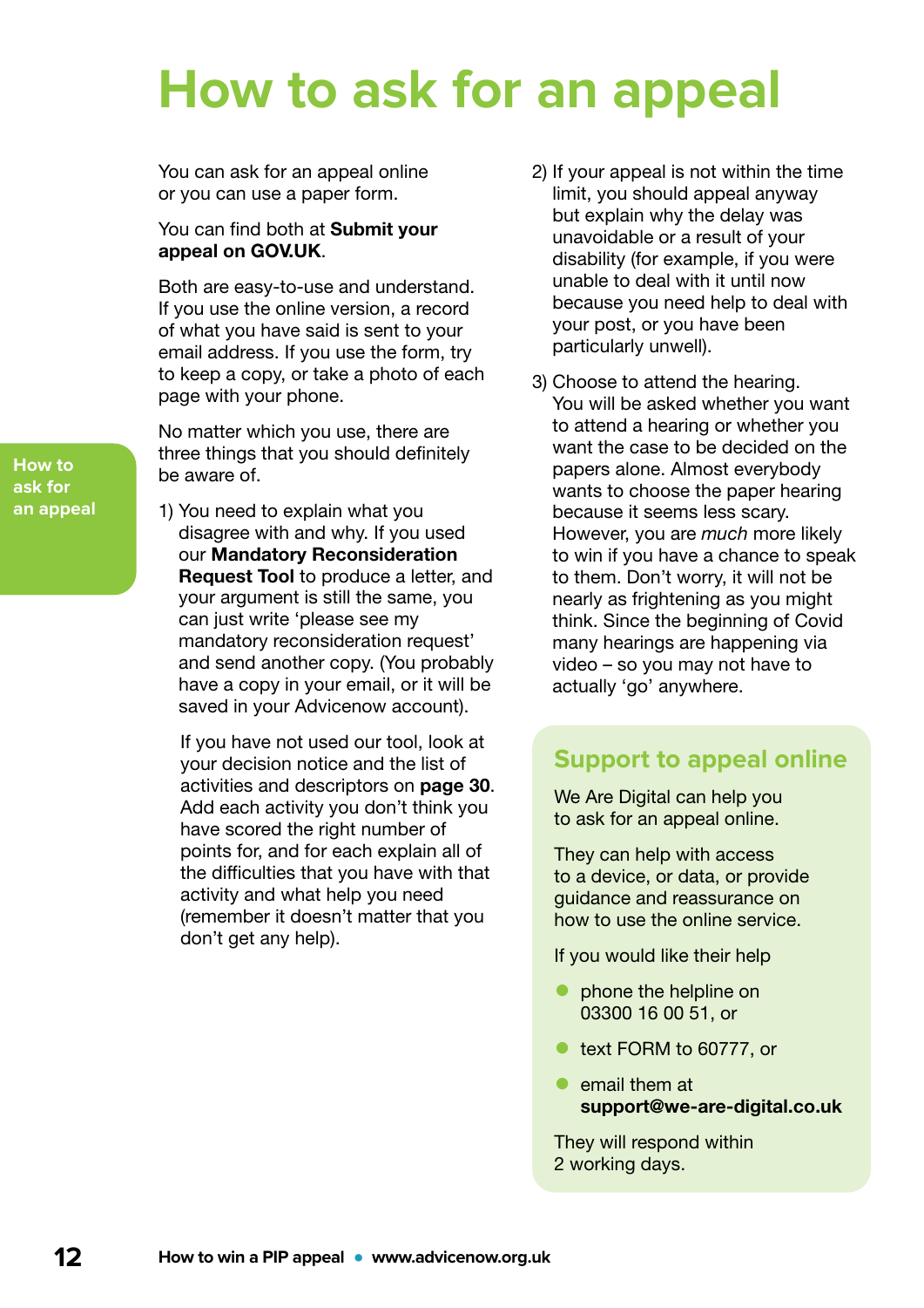# How to ask for an appeal

You can ask for an appeal online or you can use a paper form.

You can find both at **Submit your appeal on GOV.UK**.

Both are easy-to-use and understand. If you use the online version, a record of what you have said is sent to your email address. If you use the form, try to keep a copy, or take a photo of each page with your phone.

No matter which you use, there are three things that you should definitely be aware of.

1) You need to explain what you disagree with and why. If you used our **Mandatory Reconsideration Request Tool** to produce a letter, and your argument is still the same, you can just write 'please see my mandatory reconsideration request' and send another copy. (You probably have a copy in your email, or it will be saved in your Advicenow account).

   If you have not used our tool, look at your decision notice and the list of activities and descriptors on **page 30**. Add each activity you don't think you have scored the right number of points for, and for each explain all of the difficulties that you have with that activity and what help you need (remember it doesn't matter that you don't get any help).

2) If your appeal is not within the time limit, you should appeal anyway but explain why the delay was unavoidable or a result of your disability (for example, if you were unable to deal with it until now because you need help to deal with your post, or you have been particularly unwell).

3) Choose to attend the hearing. You will be asked whether you want to attend a hearing or whether you want the case to be decided on the papers alone. Almost everybody wants to choose the paper hearing because it seems less scary. However, you are *much* more likely to win if you have a chance to speak to them. Don't worry, it will not be nearly as frightening as you might think. Since the beginning of Covid many hearings are happening via video – so you may not have to actually 'go' anywhere.

## Support to appeal online

We Are Digital can help you to ask for an appeal online.

They can help with access to a device, or data, or provide guidance and reassurance on how to use the online service.

If you would like their help

- phone the helpline on 03300 16 00 51, or
- text FORM to 60777, or
- email them at **support@we-are-digital.co.uk**

They will respond within 2 working days.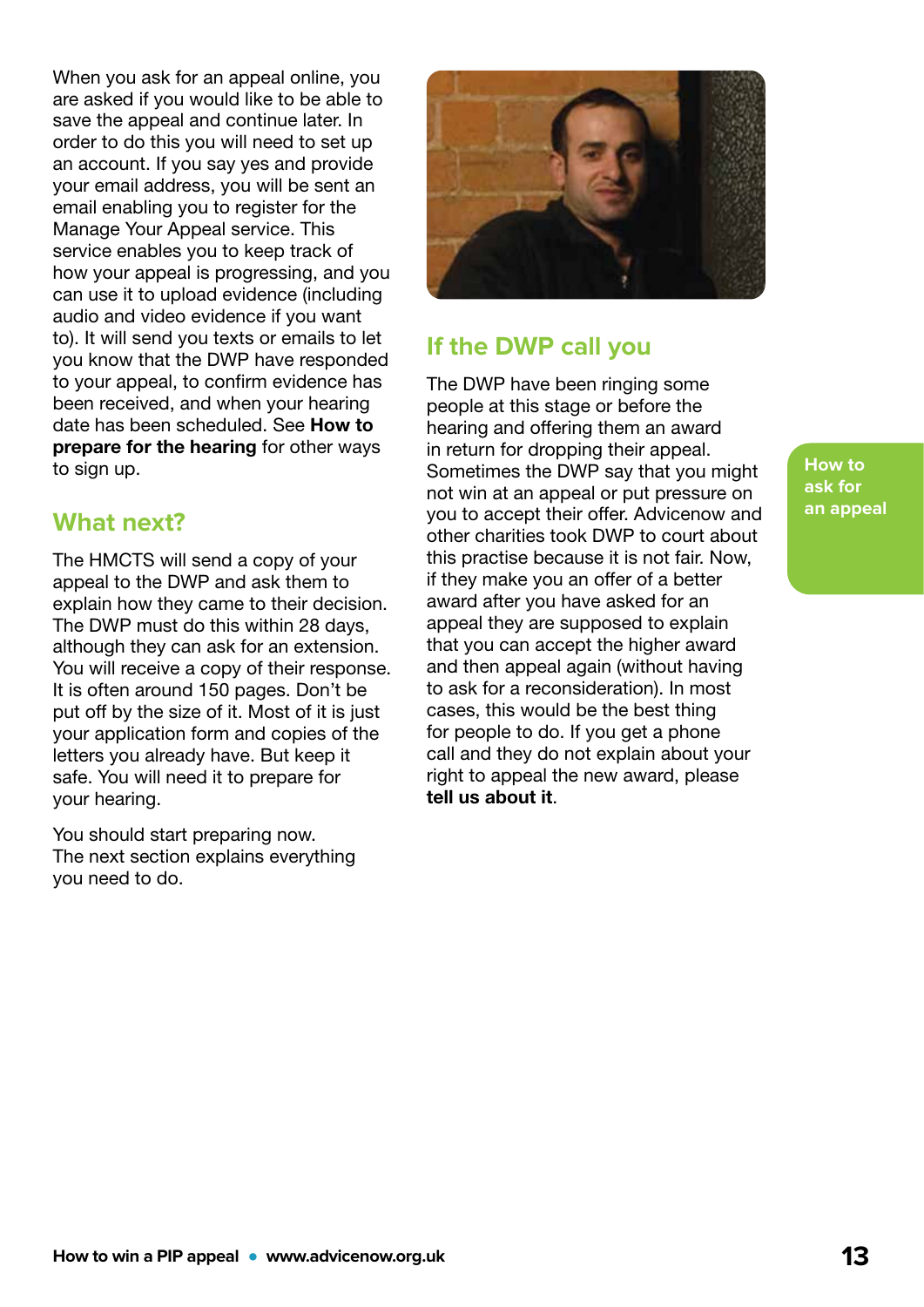When you ask for an appeal online, you are asked if you would like to be able to save the appeal and continue later. In order to do this you will need to set up an account. If you say yes and provide your email address, you will be sent an email enabling you to register for the Manage Your Appeal service. This service enables you to keep track of how your appeal is progressing, and you can use it to upload evidence (including audio and video evidence if you want to). It will send you texts or emails to let you know that the DWP have responded to your appeal, to confirm evidence has been received, and when your hearing date has been scheduled. See **How to prepare for the hearing** for other ways to sign up.

## What next?

The HMCTS will send a copy of your appeal to the DWP and ask them to explain how they came to their decision. The DWP must do this within 28 days, although they can ask for an extension. You will receive a copy of their response. It is often around 150 pages. Don't be put off by the size of it. Most of it is just your application form and copies of the letters you already have. But keep it safe. You will need it to prepare for your hearing.

You should start preparing now. The next section explains everything you need to do.

## If the DWP call you

The DWP have been ringing some people at this stage or before the hearing and offering them an award in return for dropping their appeal. Sometimes the DWP say that you might not win at an appeal or put pressure on you to accept their offer. Advicenow and other charities took DWP to court about this practise because it is not fair. Now, if they make you an offer of a better award after you have asked for an appeal they are supposed to explain that you can accept the higher award and then appeal again (without having to ask for a reconsideration). In most cases, this would be the best thing for people to do. If you get a phone call and they do not explain about your right to appeal the new award, please **tell us about it**.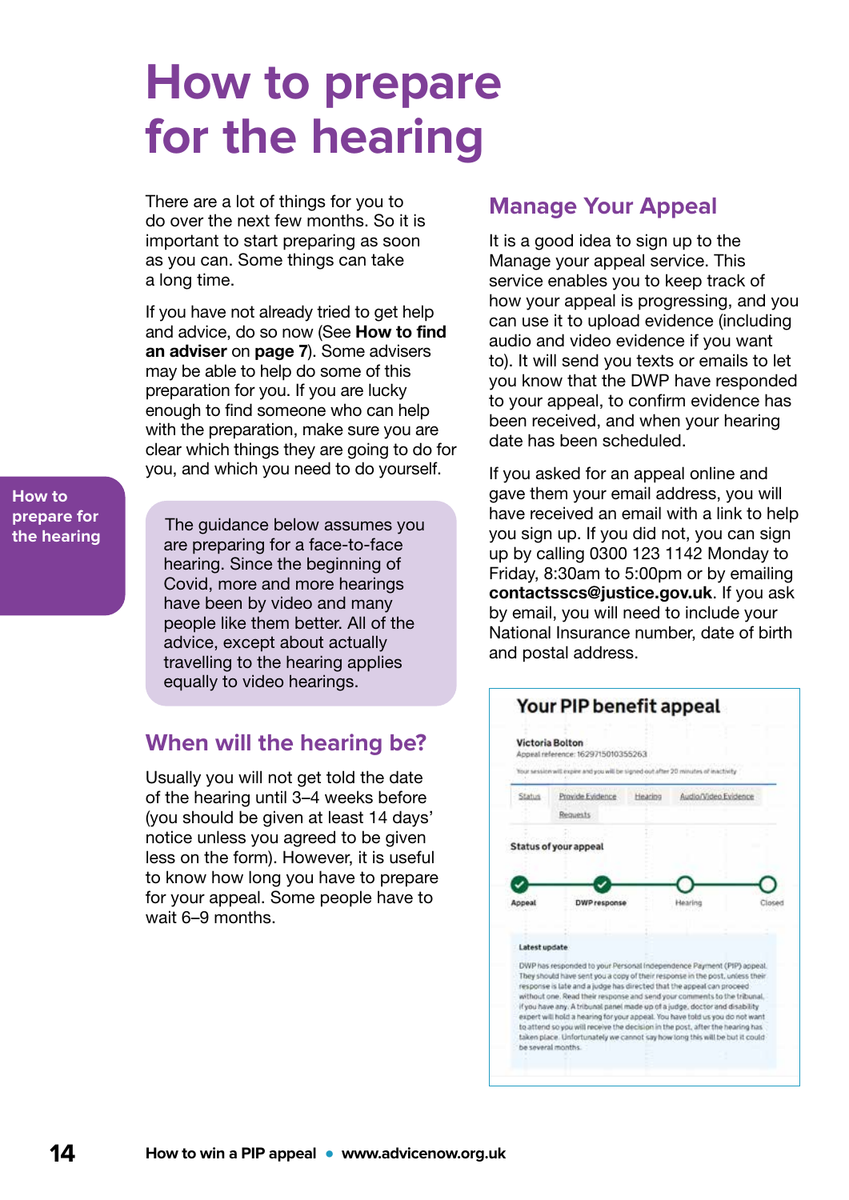# How to prepare for the hearing

There are a lot of things for you to do over the next few months. So it is important to start preparing as soon as you can. Some things can take a long time.

If you have not already tried to get help and advice, do so now (See **How to find an adviser** on **page 7**). Some advisers may be able to help do some of this preparation for you. If you are lucky enough to find someone who can help with the preparation, make sure you are clear which things they are going to do for you, and which things you need to do yourself.

The guidance below assumes you are preparing for a face-to-face hearing. Since the beginning of Covid, more and more hearings have been by video and many people like them better. All of the advice, except about actually travelling to the hearing applies equally to video hearings.

## When will the hearing be?

Usually you will not get told the date of the hearing until 3–4 weeks before (you should be given at least 14 days' notice unless you agreed to be given less on the form). However, it is useful to know how long you have to prepare for your appeal. Some people have to wait 6–9 months.

## Manage Your Appeal

It is a good idea to sign up to the Manage your appeal service. This service enables you to keep track of how your appeal is progressing, and you can use it to upload evidence (including audio and video evidence if you want to). It will send you texts or emails to let you know that the DWP have responded to your appeal, to confirm evidence has been received, and when your hearing date has been scheduled.

If you asked for an appeal online and gave them your email address, you will have received an email with a link to help you sign up. If you did not, you can sign up by calling 0300 123 1142 Monday to Friday, 8:30am to 5:00pm or by emailing **contactsscs@justice.gov.uk**. If you ask by email, you will need to include your National Insurance number, date of birth and postal address.

**Your PIP benefit appeal**

Victoria Bolton
Appeal reference: 1629715010355263

Your session will expire and you will be signed out after 20 minutes of inactivity

Status | Provide Evidence | Hearing | Audio/Video Evidence | Requests

Status of your appeal

Appeal — DWP response — Hearing — Closed

Latest update

DWP has responded to your Personal Independence Payment (PIP) appeal. They should have sent you a copy of their response in the post, unless their response is late and a judge has directed that the appeal can proceed without one. Read their response and send your comments to the tribunal, if you have any. A tribunal panel made up of a judge, doctor and disability expert will hold a hearing for your appeal. You have told us you do not want to attend so you will receive the decision in the post, after the hearing has taken place. Unfortunately we cannot say how long this will be but it could be several months.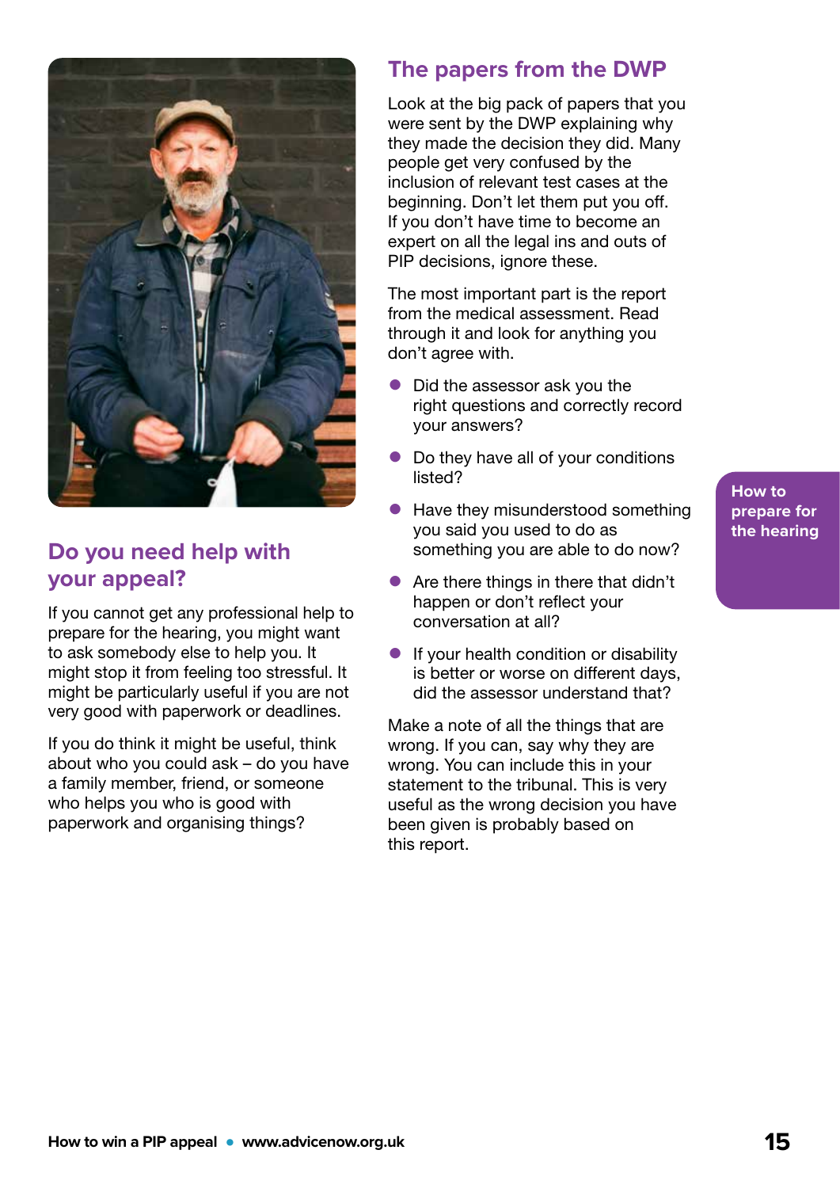## Do you need help with your appeal?

If you cannot get any professional help to prepare for the hearing, you might want to ask somebody else to help you. It might stop it from feeling too stressful. It might be particularly useful if you are not very good with paperwork or deadlines.

If you do think it might be useful, think about who you could ask – do you have a family member, friend, or someone who helps you who is good with paperwork and organising things?

## The papers from the DWP

Look at the big pack of papers that you were sent by the DWP explaining why they made the decision they did. Many people get very confused by the inclusion of relevant test cases at the beginning. Don't let them put you off. If you don't have time to become an expert on all the legal ins and outs of PIP decisions, ignore these.

The most important part is the report from the medical assessment. Read through it and look for anything you don't agree with.

- Did the assessor ask you the right questions and correctly record your answers?
- Do they have all of your conditions listed?
- Have they misunderstood something you said you used to do as something you are able to do now?
- Are there things in there that didn't happen or don't reflect your conversation at all?
- If your health condition or disability is better or worse on different days, did the assessor understand that?

Make a note of all the things that are wrong. If you can, say why they are wrong. You can include this in your statement to the tribunal. This is very useful as the wrong decision you have been given is probably based on this report.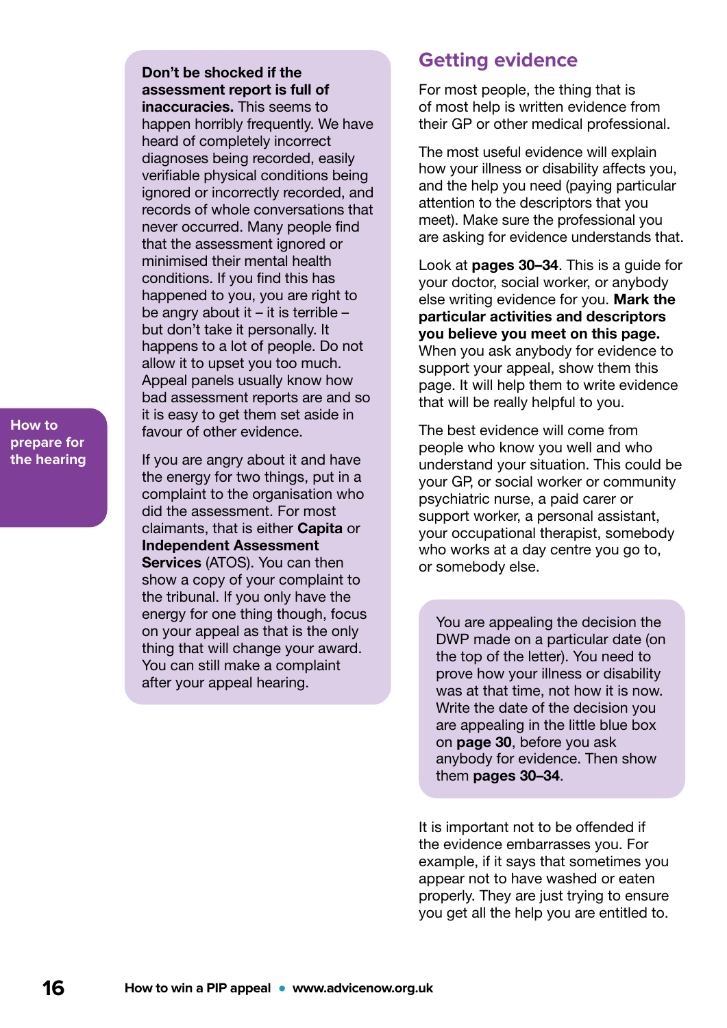**Don't be shocked if the assessment report is full of inaccuracies.** This seems to happen horribly frequently. We have heard of completely incorrect diagnoses being recorded, easily verifiable physical conditions being ignored or incorrectly recorded, and records of whole conversations that never occurred. Many people find that the assessment ignored or minimised their mental health conditions. If you find this has happened to you, you are right to be angry about it – it is terrible – but don't take it personally. It happens to a lot of people. Do not allow it to upset you too much. Appeal panels usually know how bad assessment reports are and so it is easy to get them set aside in favour of other evidence.

If you are angry about it and have the energy for two things, put in a complaint to the organisation who did the assessment. For most claimants, that is either **Capita** or **Independent Assessment Services** (ATOS). You can then show a copy of your complaint to the tribunal. If you only have the energy for one thing though, focus on your appeal as that is the only thing that will change your award. You can still make a complaint after your appeal hearing.

## Getting evidence

For most people, the thing that is of most help is written evidence from their GP or other medical professional.

The most useful evidence will explain how your illness or disability affects you, and the help you need (paying particular attention to the descriptors that you meet). Make sure the professional you are asking for evidence understands that.

Look at **pages 30–34**. This is a guide for your doctor, social worker, or anybody else writing evidence for you. **Mark the particular activities and descriptors you believe you meet on this page.** When you ask anybody for evidence to support your appeal, show them this page. It will help them to write evidence that will be really helpful to you.

The best evidence will come from people who know you well and who understand your situation. This could be your GP, or social worker or community psychiatric nurse, a paid carer or support worker, a personal assistant, your occupational therapist, somebody who works at a day centre you go to, or somebody else.

You are appealing the decision the DWP made on a particular date (on the top of the letter). You need to prove how your illness or disability was at that time, not how it is now. Write the date of the decision you are appealing in the little blue box on **page 30**, before you ask anybody for evidence. Then show them **pages 30–34**.

It is important not to be offended if the evidence embarrasses you. For example, if it says that sometimes you appear not to have washed or eaten properly. They are just trying to ensure you get all the help you are entitled to.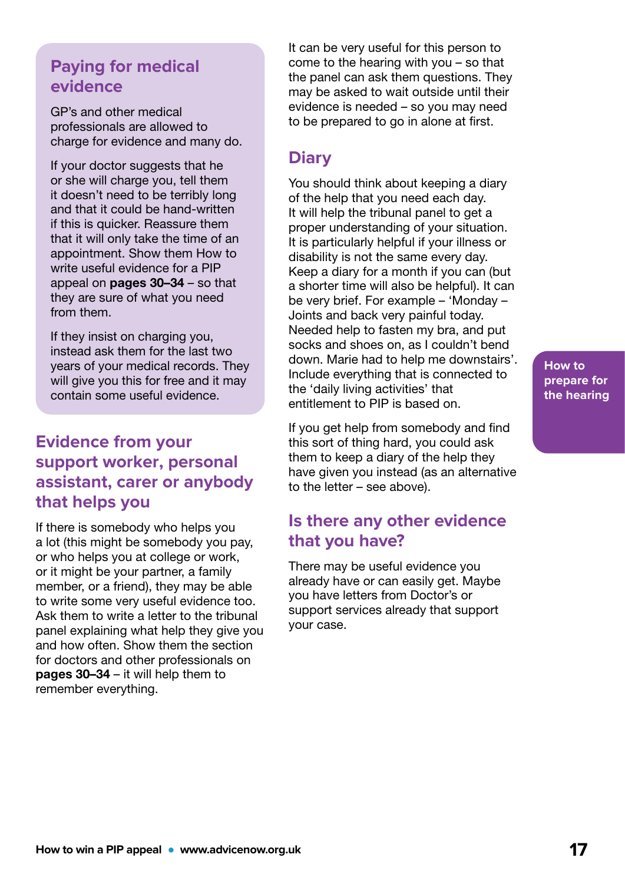## Paying for medical evidence

GP's and other medical professionals are allowed to charge for evidence and many do.

If your doctor suggests that he or she will charge you, tell them it doesn't need to be terribly long and that it could be hand-written if this is quicker. Reassure them that it will only take the time of an appointment. Show them How to write useful evidence for a PIP appeal on **pages 30–34** – so that they are sure of what you need from them.

If they insist on charging you, instead ask them for the last two years of your medical records. They will give you this for free and it may contain some useful evidence.

## Evidence from your support worker, personal assistant, carer or anybody that helps you

If there is somebody who helps you a lot (this might be somebody you pay, or who helps you at college or work, or it might be your partner, a family member, or a friend), they may be able to write some very useful evidence too. Ask them to write a letter to the tribunal panel explaining what help they give you and how often. Show them the section for doctors and other professionals on **pages 30–34** – it will help them to remember everything.

It can be very useful for this person to come to the hearing with you – so that the panel can ask them questions. They may be asked to wait outside until their evidence is needed – so you may need to be prepared to go in alone at first.

## Diary

You should think about keeping a diary of the help that you need each day. It will help the tribunal panel to get a proper understanding of your situation. It is particularly helpful if your illness or disability is not the same every day. Keep a diary for a month if you can (but a shorter time will also be helpful). It can be very brief. For example – 'Monday – Joints and back very painful today. Needed help to fasten my bra, and put socks and shoes on, as I couldn't bend down. Marie had to help me downstairs'. Include everything that is connected to the 'daily living activities' that entitlement to PIP is based on.

If you get help from somebody and find this sort of thing hard, you could ask them to keep a diary of the help they have given you instead (as an alternative to the letter – see above).

## Is there any other evidence that you have?

There may be useful evidence you already have or can easily get. Maybe you have letters from Doctor's or support services already that support your case.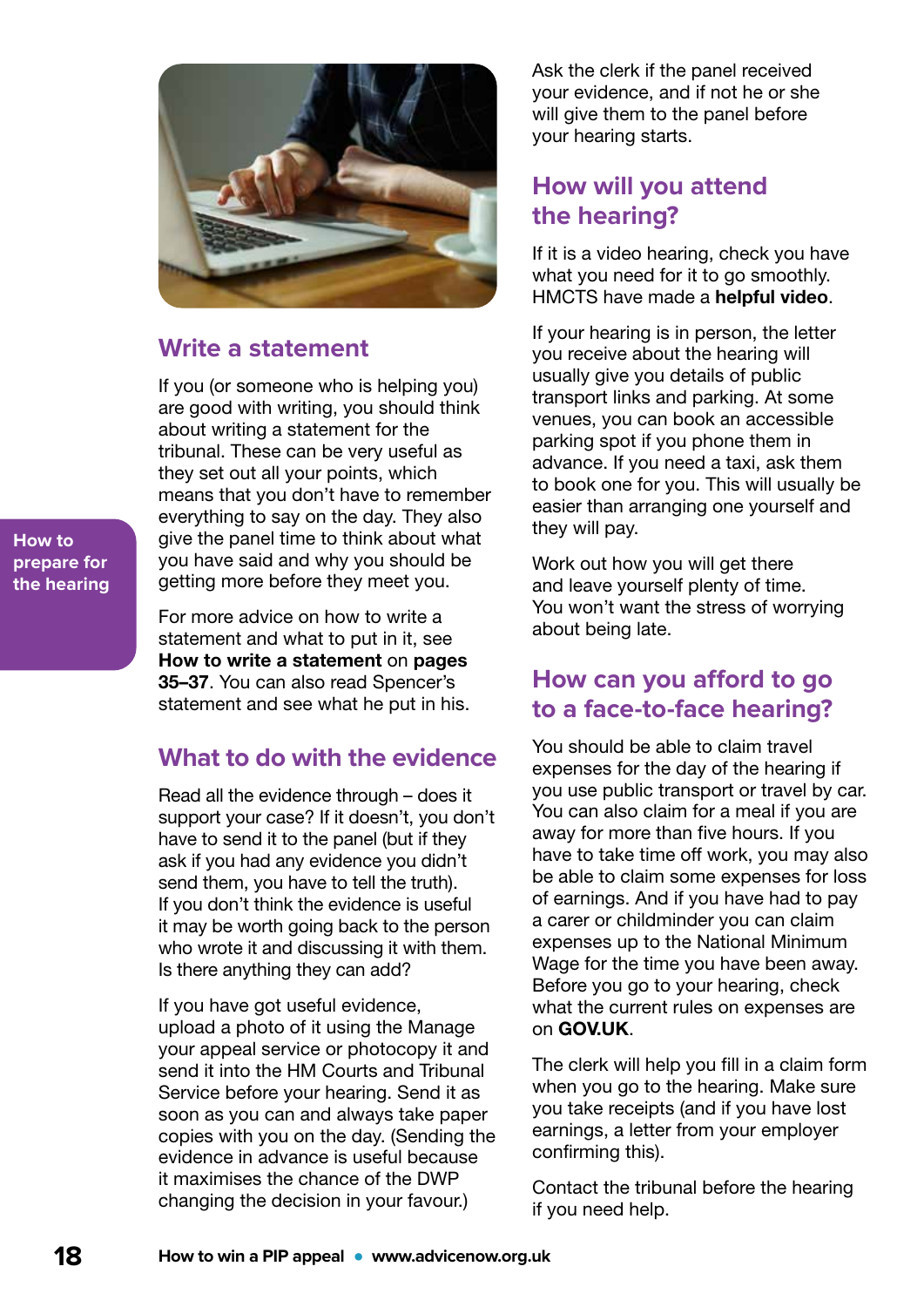## Write a statement

If you (or someone who is helping you) are good with writing, you should think about writing a statement for the tribunal. These can be very useful as they set out all your points, which means that you don't have to remember everything to say on the day. They also give the panel time to think about what you have said and why you should be getting more before they meet you.

For more advice on how to write a statement and what to put in it, see **How to write a statement** on **pages 35–37**. You can also read Spencer's statement and see what he put in his.

## What to do with the evidence

Read all the evidence through – does it support your case? If it doesn't, you don't have to send it to the panel (but if they ask if you had any evidence you didn't send them, you have to tell the truth). If you don't think the evidence is useful it may be worth going back to the person who wrote it and discussing it with them. Is there anything they can add?

If you have got useful evidence, upload a photo of it using the Manage your appeal service or photocopy it and send it into the HM Courts and Tribunal Service before your hearing. Send it as soon as you can and always take paper copies with you on the day. (Sending the evidence in advance is useful because it maximises the chance of the DWP changing the decision in your favour.)

Ask the clerk if the panel received your evidence, and if not he or she will give them to the panel before your hearing starts.

## How will you attend the hearing?

If it is a video hearing, check you have what you need for it to go smoothly. HMCTS have made a **helpful video**.

If your hearing is in person, the letter you receive about the hearing will usually give you details of public transport links and parking. At some venues, you can book an accessible parking spot if you phone them in advance. If you need a taxi, ask them to book one for you. This will usually be easier than arranging one yourself and they will pay.

Work out how you will get there and leave yourself plenty of time. You won't want the stress of worrying about being late.

## How can you afford to go to a face-to-face hearing?

You should be able to claim travel expenses for the day of the hearing if you use public transport or travel by car. You can also claim for a meal if you are away for more than five hours. If you have to take time off work, you may also be able to claim some expenses for loss of earnings. And if you have had to pay a carer or childminder you can claim expenses up to the National Minimum Wage for the time you have been away. Before you go to your hearing, check what the current rules on expenses are on **GOV.UK**.

The clerk will help you fill in a claim form when you go to the hearing. Make sure you take receipts (and if you have lost earnings, a letter from your employer confirming this).

Contact the tribunal before the hearing if you need help.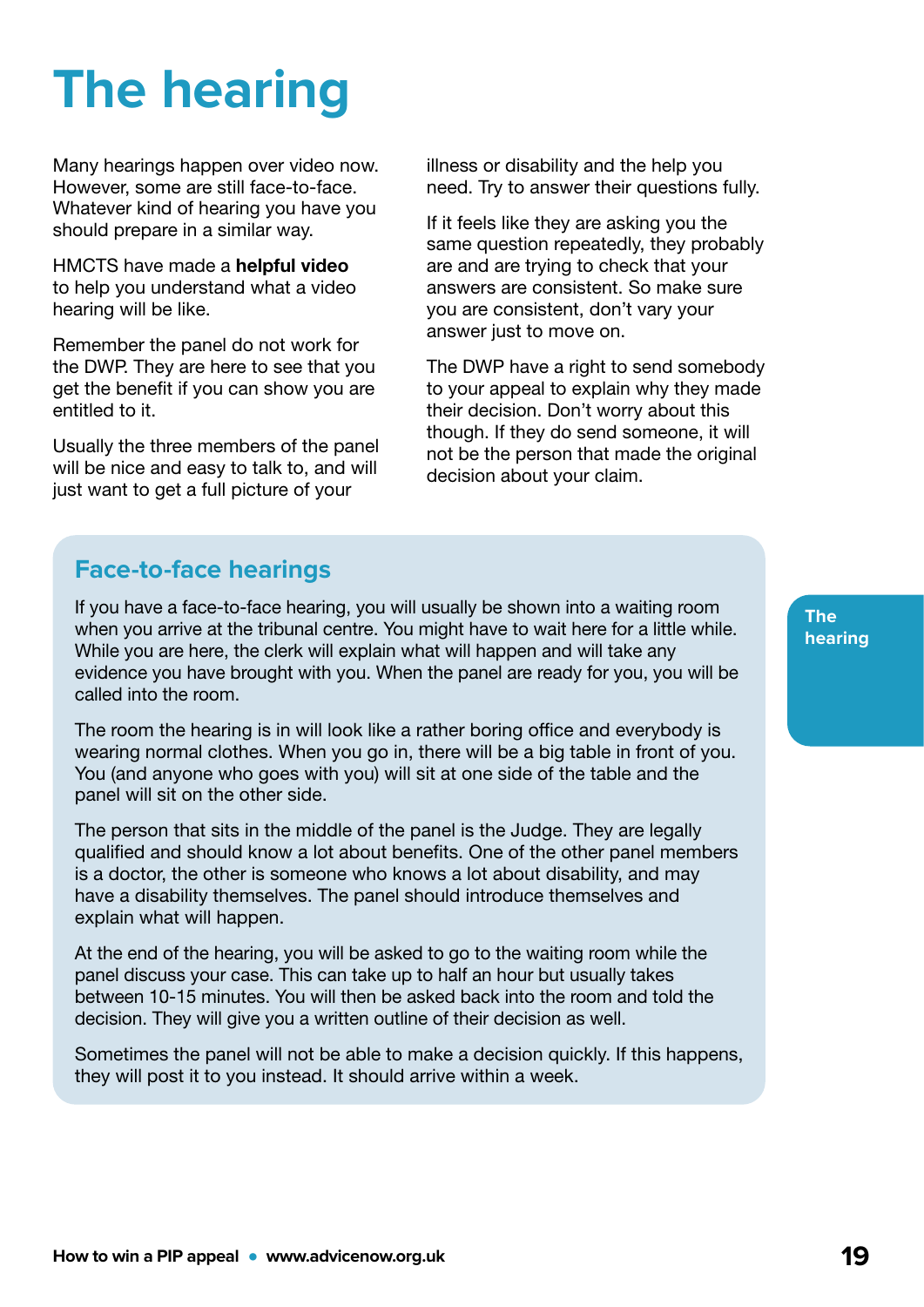# The hearing

Many hearings happen over video now. However, some are still face-to-face. Whatever kind of hearing you have you should prepare in a similar way.

HMCTS have made a **helpful video** to help you understand what a video hearing will be like.

Remember the panel do not work for the DWP. They are here to see that you get the benefit if you can show you are entitled to it.

Usually the three members of the panel will be nice and easy to talk to, and will just want to get a full picture of your illness or disability and the help you need. Try to answer their questions fully.

If it feels like they are asking you the same question repeatedly, they probably are and are trying to check that your answers are consistent. So make sure you are consistent, don't vary your answer just to move on.

The DWP have a right to send somebody to your appeal to explain why they made their decision. Don't worry about this though. If they do send someone, it will not be the person that made the original decision about your claim.

## Face-to-face hearings

If you have a face-to-face hearing, you will usually be shown into a waiting room when you arrive at the tribunal centre. You might have to wait here for a little while. While you are here, the clerk will explain what will happen and will take any evidence you have brought with you. When the panel are ready for you, you will be called into the room.

The room the hearing is in will look like a rather boring office and everybody is wearing normal clothes. When you go in, there will be a big table in front of you. You (and anyone who goes with you) will sit at one side of the table and the panel will sit on the other side.

The person that sits in the middle of the panel is the Judge. They are legally qualified and should know a lot about benefits. One of the other panel members is a doctor, the other is someone who knows a lot about disability, and may have a disability themselves. The panel should introduce themselves and explain what will happen.

At the end of the hearing, you will be asked to go to the waiting room while the panel discuss your case. This can take up to half an hour but usually takes between 10-15 minutes. You will then be asked back into the room and told the decision. They will give you a written outline of their decision as well.

Sometimes the panel will not be able to make a decision quickly. If this happens, they will post it to you instead. It should arrive within a week.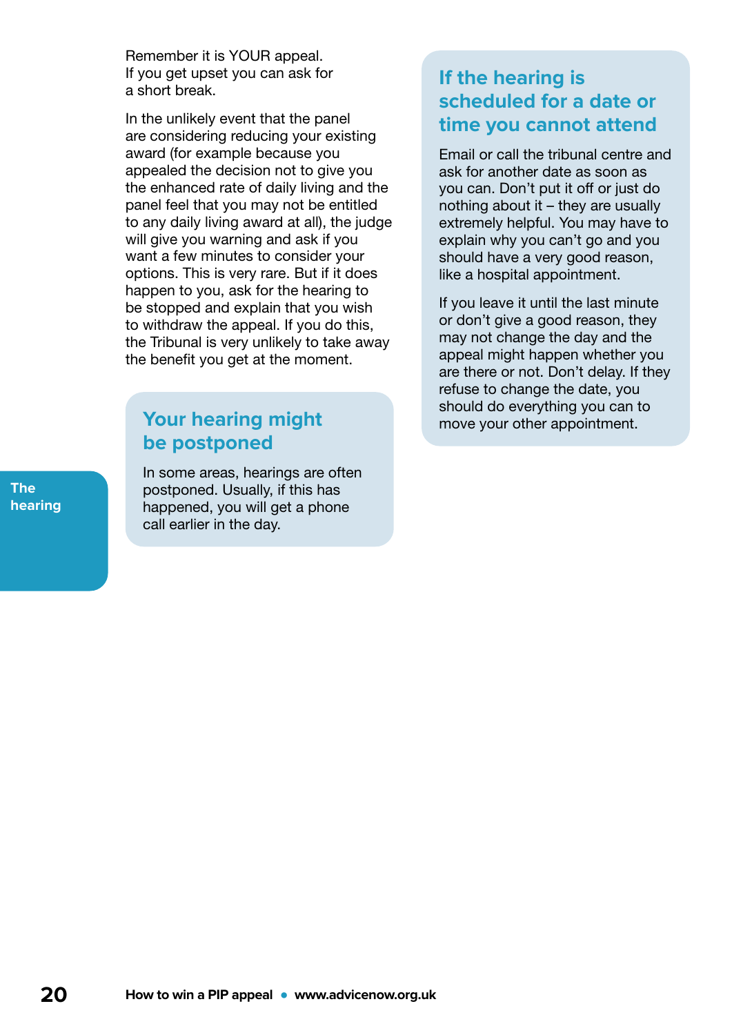Remember it is YOUR appeal. If you get upset you can ask for a short break.

In the unlikely event that the panel are considering reducing your existing award (for example because you appealed the decision not to give you the enhanced rate of daily living and the panel feel that you may not be entitled to any daily living award at all), the judge will give you warning and ask if you want a few minutes to consider your options. This is very rare. But if it does happen to you, ask for the hearing to be stopped and explain that you wish to withdraw the appeal. If you do this, the Tribunal is very unlikely to take away the benefit you get at the moment.

## Your hearing might be postponed

In some areas, hearings are often postponed. Usually, if this has happened, you will get a phone call earlier in the day.

## If the hearing is scheduled for a date or time you cannot attend

Email or call the tribunal centre and ask for another date as soon as you can. Don't put it off or just do nothing about it – they are usually extremely helpful. You may have to explain why you can't go and you should have a very good reason, like a hospital appointment.

If you leave it until the last minute or don't give a good reason, they may not change the day and the appeal might happen whether you are there or not. Don't delay. If they refuse to change the date, you should do everything you can to move your other appointment.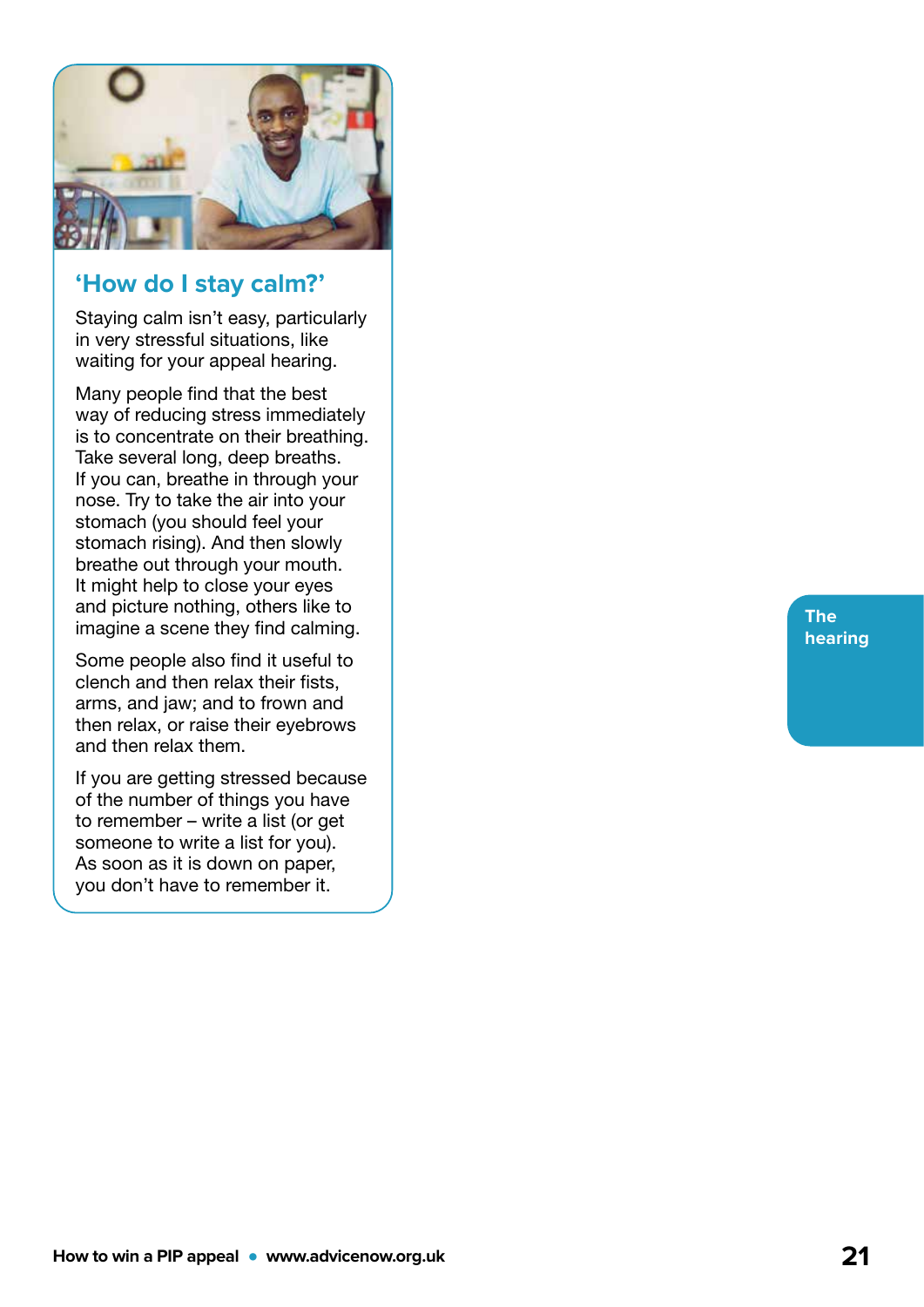## 'How do I stay calm?'

Staying calm isn't easy, particularly in very stressful situations, like waiting for your appeal hearing.

Many people find that the best way of reducing stress immediately is to concentrate on their breathing. Take several long, deep breaths. If you can, breathe in through your nose. Try to take the air into your stomach (you should feel your stomach rising). And then slowly breathe out through your mouth. It might help to close your eyes and picture nothing, others like to imagine a scene they find calming.

Some people also find it useful to clench and then relax their fists, arms, and jaw; and to frown and then relax, or raise their eyebrows and then relax them.

If you are getting stressed because of the number of things you have to remember – write a list (or get someone to write a list for you). As soon as it is down on paper, you don't have to remember it.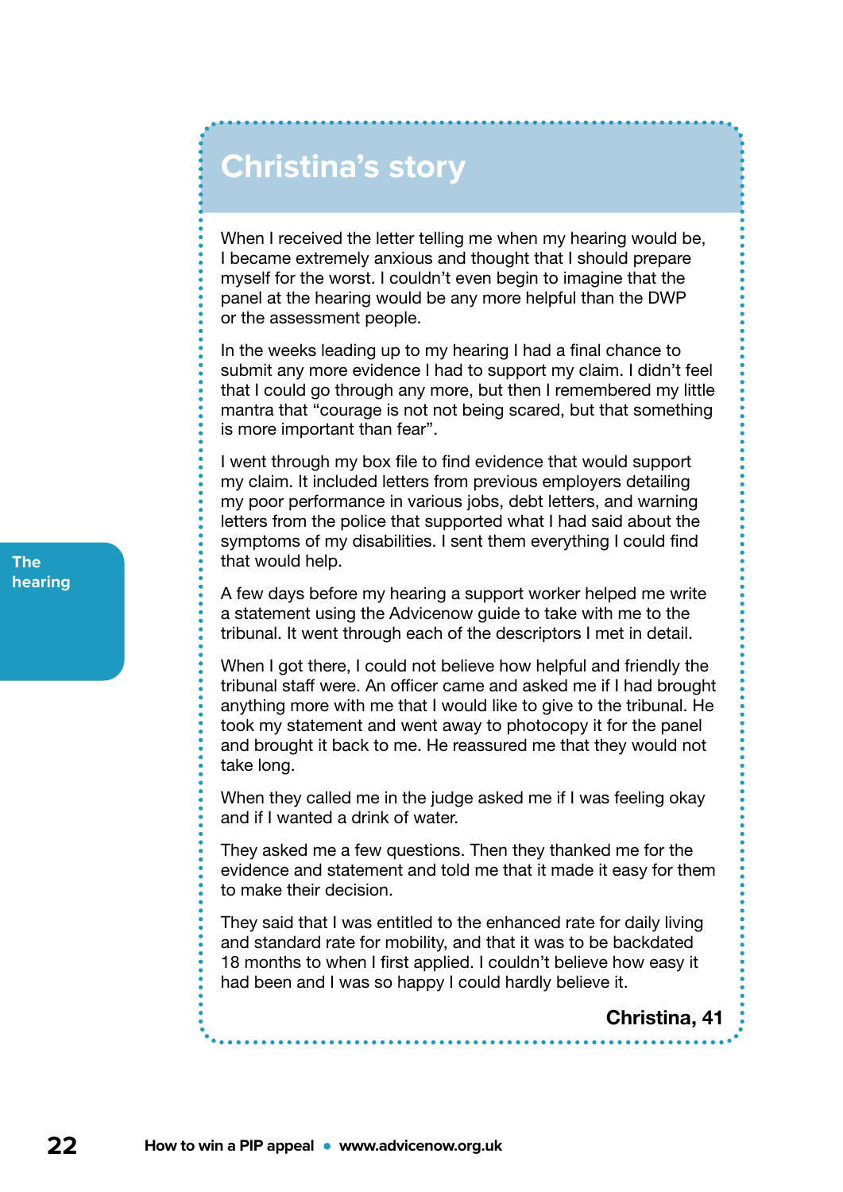## Christina's story

When I received the letter telling me when my hearing would be, I became extremely anxious and thought that I should prepare myself for the worst. I couldn't even begin to imagine that the panel at the hearing would be any more helpful than the DWP or the assessment people.

In the weeks leading up to my hearing I had a final chance to submit any more evidence I had to support my claim. I didn't feel that I could go through any more, but then I remembered my little mantra that "courage is not not being scared, but that something is more important than fear".

I went through my box file to find evidence that would support my claim. It included letters from previous employers detailing my poor performance in various jobs, debt letters, and warning letters from the police that supported what I had said about the symptoms of my disabilities. I sent them everything I could find that would help.

A few days before my hearing a support worker helped me write a statement using the Advicenow guide to take with me to the tribunal. It went through each of the descriptors I met in detail.

When I got there, I could not believe how helpful and friendly the tribunal staff were. An officer came and asked me if I had brought anything more with me that I would like to give to the tribunal. He took my statement and went away to photocopy it for the panel and brought it back to me. He reassured me that they would not take long.

When they called me in the judge asked me if I was feeling okay and if I wanted a drink of water.

They asked me a few questions. Then they thanked me for the evidence and statement and told me that it made it easy for them to make their decision.

They said that I was entitled to the enhanced rate for daily living and standard rate for mobility, and that it was to be backdated 18 months to when I first applied. I couldn't believe how easy it had been and I was so happy I could hardly believe it.

**Christina, 41**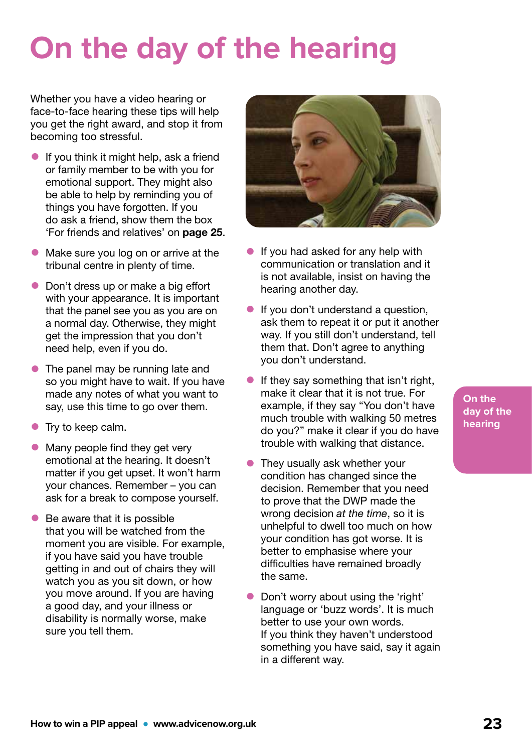# On the day of the hearing

Whether you have a video hearing or face-to-face hearing these tips will help you get the right award, and stop it from becoming too stressful.

- If you think it might help, ask a friend or family member to be with you for emotional support. They might also be able to help by reminding you of things you have forgotten. If you do ask a friend, show them the box 'For friends and relatives' on **page 25**.
- Make sure you log on or arrive at the tribunal centre in plenty of time.
- Don't dress up or make a big effort with your appearance. It is important that the panel see you as you are on a normal day. Otherwise, they might get the impression that you don't need help, even if you do.
- The panel may be running late and so you might have to wait. If you have made any notes of what you want to say, use this time to go over them.
- Try to keep calm.
- Many people find they get very emotional at the hearing. It doesn't matter if you get upset. It won't harm your chances. Remember – you can ask for a break to compose yourself.
- Be aware that it is possible that you will be watched from the moment you are visible. For example, if you have said you have trouble getting in and out of chairs they will watch you as you sit down, or how you move around. If you are having a good day, and your illness or disability is normally worse, make sure you tell them.
- If you had asked for any help with communication or translation and it is not available, insist on having the hearing another day.
- If you don't understand a question, ask them to repeat it or put it another way. If you still don't understand, tell them that. Don't agree to anything you don't understand.
- If they say something that isn't right, make it clear that it is not true. For example, if they say "You don't have much trouble with walking 50 metres do you?" make it clear if you do have trouble with walking that distance.
- They usually ask whether your condition has changed since the decision. Remember that you need to prove that the DWP made the wrong decision *at the time*, so it is unhelpful to dwell too much on how your condition has got worse. It is better to emphasise where your difficulties have remained broadly the same.
- Don't worry about using the 'right' language or 'buzz words'. It is much better to use your own words. If you think they haven't understood something you have said, say it again in a different way.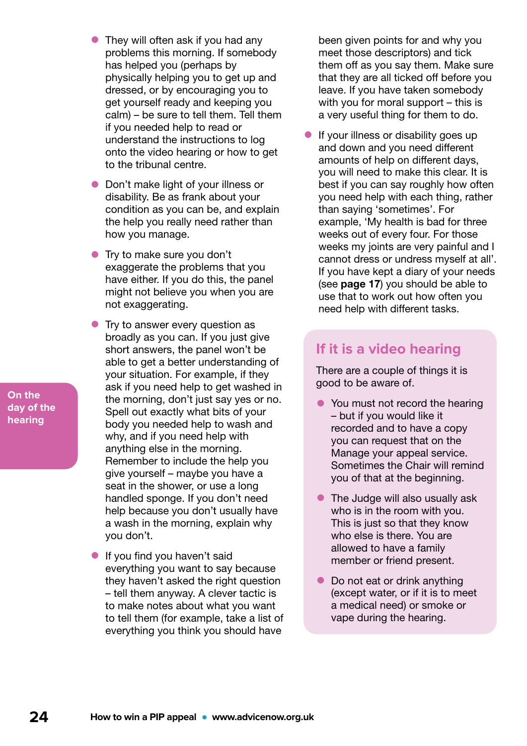- They will often ask if you had any problems this morning. If somebody has helped you (perhaps by physically helping you to get up and dressed, or by encouraging you to get yourself ready and keeping you calm) – be sure to tell them. Tell them if you needed help to read or understand the instructions to log onto the video hearing or how to get to the tribunal centre.
- Don't make light of your illness or disability. Be as frank about your condition as you can be, and explain the help you really need rather than how you manage.
- Try to make sure you don't exaggerate the problems that you have either. If you do this, the panel might not believe you when you are not exaggerating.
- Try to answer every question as broadly as you can. If you just give short answers, the panel won't be able to get a better understanding of your situation. For example, if they ask if you need help to get washed in the morning, don't just say yes or no. Spell out exactly what bits of your body you needed help to wash and why, and if you need help with anything else in the morning. Remember to include the help you give yourself – maybe you have a seat in the shower, or use a long handled sponge. If you don't need help because you don't usually have a wash in the morning, explain why you don't.
- If you find you haven't said everything you want to say because they haven't asked the right question – tell them anyway. A clever tactic is to make notes about what you want to tell them (for example, take a list of everything you think you should have been given points for and why you meet those descriptors) and tick them off as you say them. Make sure that they are all ticked off before you leave. If you have taken somebody with you for moral support – this is a very useful thing for them to do.
- If your illness or disability goes up and down and you need different amounts of help on different days, you will need to make this clear. It is best if you can say roughly how often you need help with each thing, rather than saying 'sometimes'. For example, 'My health is bad for three weeks out of every four. For those weeks my joints are very painful and I cannot dress or undress myself at all'. If you have kept a diary of your needs (see **page 17**) you should be able to use that to work out how often you need help with different tasks.

## If it is a video hearing

There are a couple of things it is good to be aware of.

- You must not record the hearing – but if you would like it recorded and to have a copy you can request that on the Manage your appeal service. Sometimes the Chair will remind you of that at the beginning.
- The Judge will also usually ask who is in the room with you. This is just so that they know who else is there. You are allowed to have a family member or friend present.
- Do not eat or drink anything (except water, or if it is to meet a medical need) or smoke or vape during the hearing.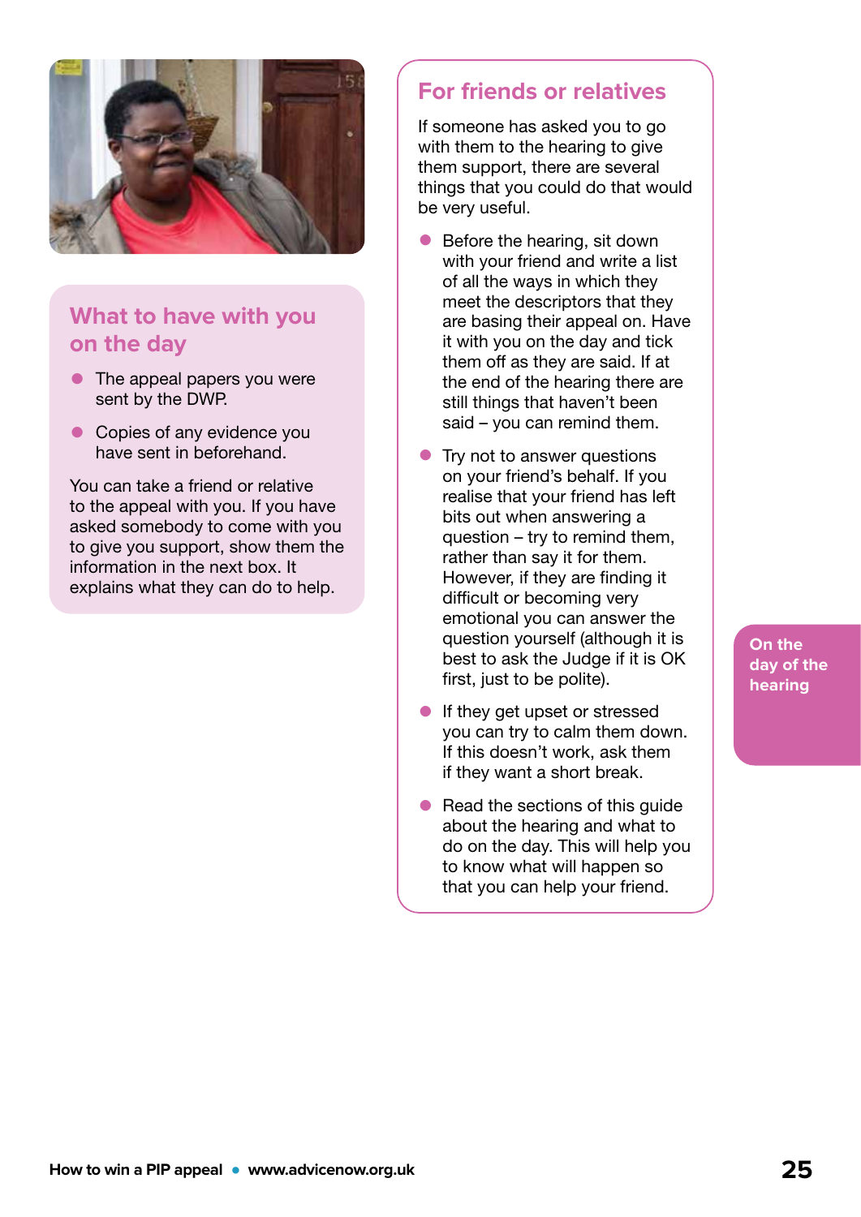## What to have with you on the day

- The appeal papers you were sent by the DWP.
- Copies of any evidence you have sent in beforehand.

You can take a friend or relative to the appeal with you. If you have asked somebody to come with you to give you support, show them the information in the next box. It explains what they can do to help.

## For friends or relatives

If someone has asked you to go with them to the hearing to give them support, there are several things that you could do that would be very useful.

- Before the hearing, sit down with your friend and write a list of all the ways in which they meet the descriptors that they are basing their appeal on. Have it with you on the day and tick them off as they are said. If at the end of the hearing there are still things that haven't been said – you can remind them.
- Try not to answer questions on your friend's behalf. If you realise that your friend has left bits out when answering a question – try to remind them, rather than say it for them. However, if they are finding it difficult or becoming very emotional you can answer the question yourself (although it is best to ask the Judge if it is OK first, just to be polite).
- If they get upset or stressed you can try to calm them down. If this doesn't work, ask them if they want a short break.
- Read the sections of this guide about the hearing and what to do on the day. This will help you to know what will happen so that you can help your friend.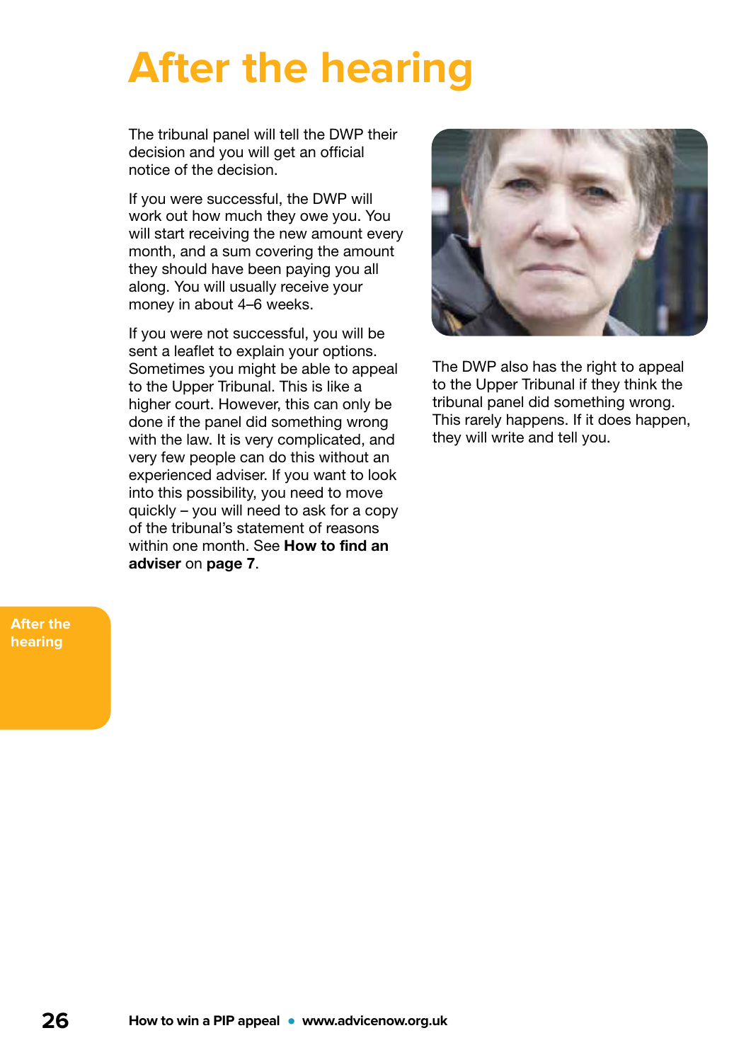# After the hearing

The tribunal panel will tell the DWP their decision and you will get an official notice of the decision.

If you were successful, the DWP will work out how much they owe you. You will start receiving the new amount every month, and a sum covering the amount they should have been paying you all along. You will usually receive your money in about 4–6 weeks.

If you were not successful, you will be sent a leaflet to explain your options. Sometimes you might be able to appeal to the Upper Tribunal. This is like a higher court. However, this can only be done if the panel did something wrong with the law. It is very complicated, and very few people can do this without an experienced adviser. If you want to look into this possibility, you need to move quickly – you will need to ask for a copy of the tribunal's statement of reasons within one month. See **How to find an adviser** on **page 7**.

The DWP also has the right to appeal to the Upper Tribunal if they think the tribunal panel did something wrong. This rarely happens. If it does happen, they will write and tell you.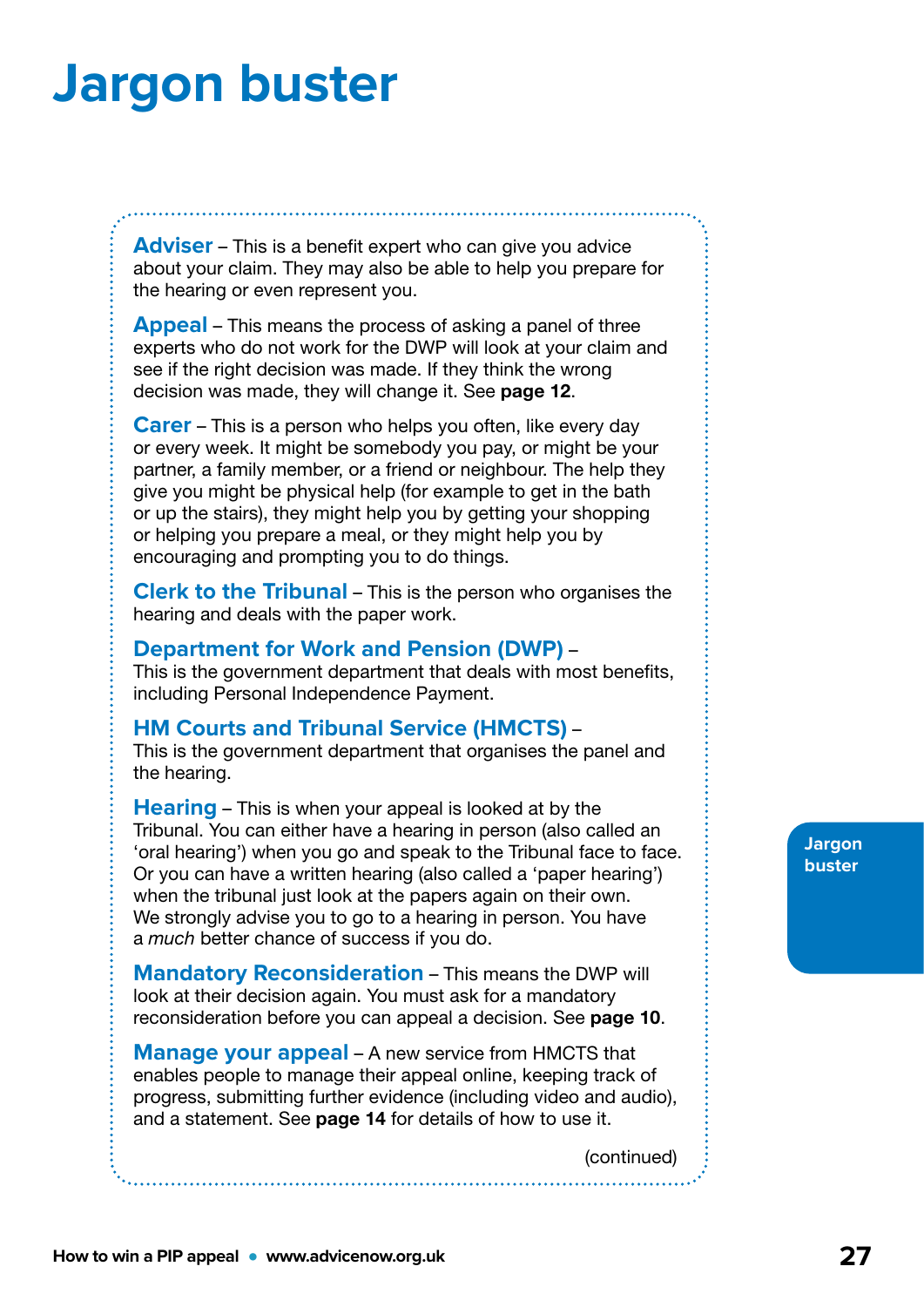# Jargon buster

**Adviser** – This is a benefit expert who can give you advice about your claim. They may also be able to help you prepare for the hearing or even represent you.

**Appeal** – This means the process of asking a panel of three experts who do not work for the DWP will look at your claim and see if the right decision was made. If they think the wrong decision was made, they will change it. See **page 12**.

**Carer** – This is a person who helps you often, like every day or every week. It might be somebody you pay, or might be your partner, a family member, or a friend or neighbour. The help they give you might be physical help (for example to get in the bath or up the stairs), they might help you by getting your shopping or helping you prepare a meal, or they might help you by encouraging and prompting you to do things.

**Clerk to the Tribunal** – This is the person who organises the hearing and deals with the paper work.

**Department for Work and Pension (DWP)** – This is the government department that deals with most benefits, including Personal Independence Payment.

**HM Courts and Tribunal Service (HMCTS)** – This is the government department that organises the panel and the hearing.

**Hearing** – This is when your appeal is looked at by the Tribunal. You can either have a hearing in person (also called an 'oral hearing') when you go and speak to the Tribunal face to face. Or you can have a written hearing (also called a 'paper hearing') when the tribunal just look at the papers again on their own. We strongly advise you to go to a hearing in person. You have a *much* better chance of success if you do.

**Mandatory Reconsideration** – This means the DWP will look at their decision again. You must ask for a mandatory reconsideration before you can appeal a decision. See **page 10**.

**Manage your appeal** – A new service from HMCTS that enables people to manage their appeal online, keeping track of progress, submitting further evidence (including video and audio), and a statement. See **page 14** for details of how to use it.

(continued)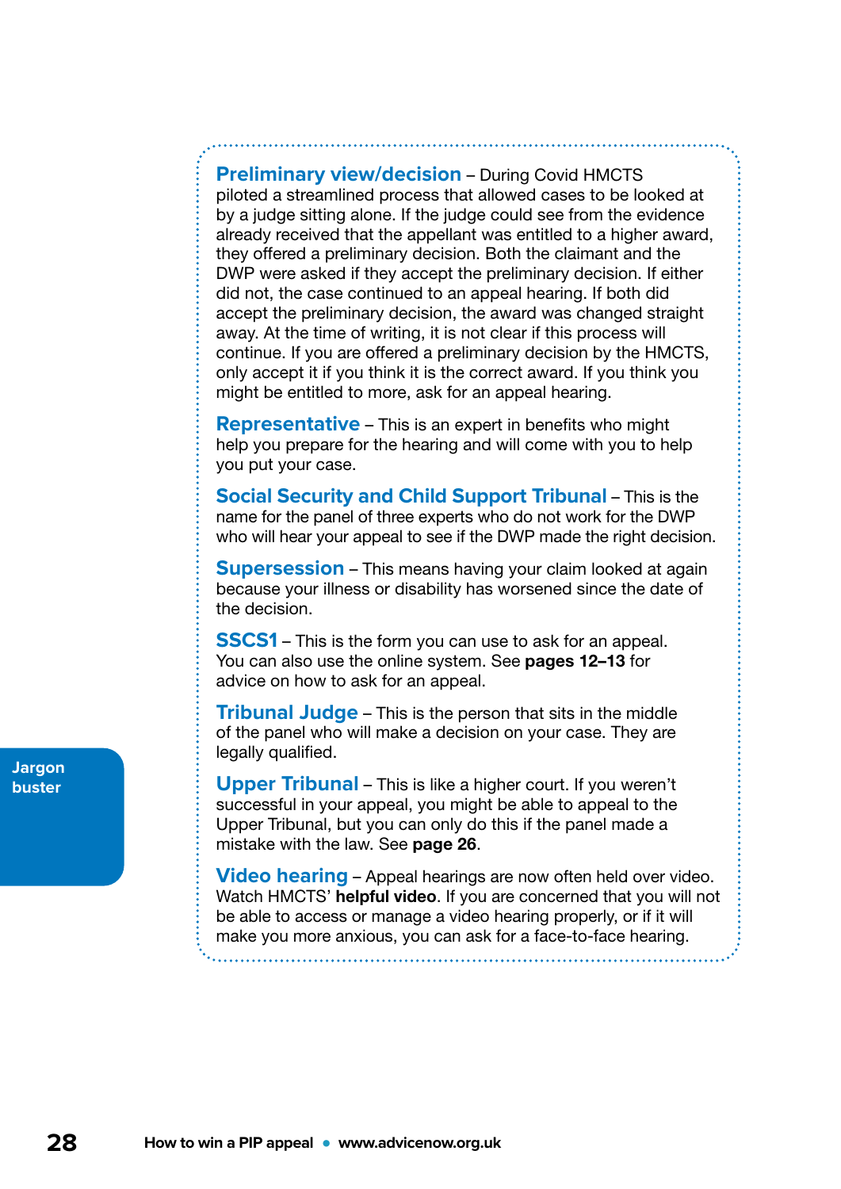Jargon buster

**Preliminary view/decision** – During Covid HMCTS piloted a streamlined process that allowed cases to be looked at by a judge sitting alone. If the judge could see from the evidence already received that the appellant was entitled to a higher award, they offered a preliminary decision. Both the claimant and the DWP were asked if they accept the preliminary decision. If either did not, the case continued to an appeal hearing. If both did accept the preliminary decision, the award was changed straight away. At the time of writing, it is not clear if this process will continue. If you are offered a preliminary decision by the HMCTS, only accept it if you think it is the correct award. If you think you might be entitled to more, ask for an appeal hearing.

**Representative** – This is an expert in benefits who might help you prepare for the hearing and will come with you to help you put your case.

**Social Security and Child Support Tribunal** – This is the name for the panel of three experts who do not work for the DWP who will hear your appeal to see if the DWP made the right decision.

**Supersession** – This means having your claim looked at again because your illness or disability has worsened since the date of the decision.

**SSCS1** – This is the form you can use to ask for an appeal. You can also use the online system. See **pages 12–13** for advice on how to ask for an appeal.

**Tribunal Judge** – This is the person that sits in the middle of the panel who will make a decision on your case. They are legally qualified.

**Upper Tribunal** – This is like a higher court. If you weren't successful in your appeal, you might be able to appeal to the Upper Tribunal, but you can only do this if the panel made a mistake with the law. See **page 26**.

**Video hearing** – Appeal hearings are now often held over video. Watch HMCTS' **helpful video**. If you are concerned that you will not be able to access or manage a video hearing properly, or if it will make you more anxious, you can ask for a face-to-face hearing.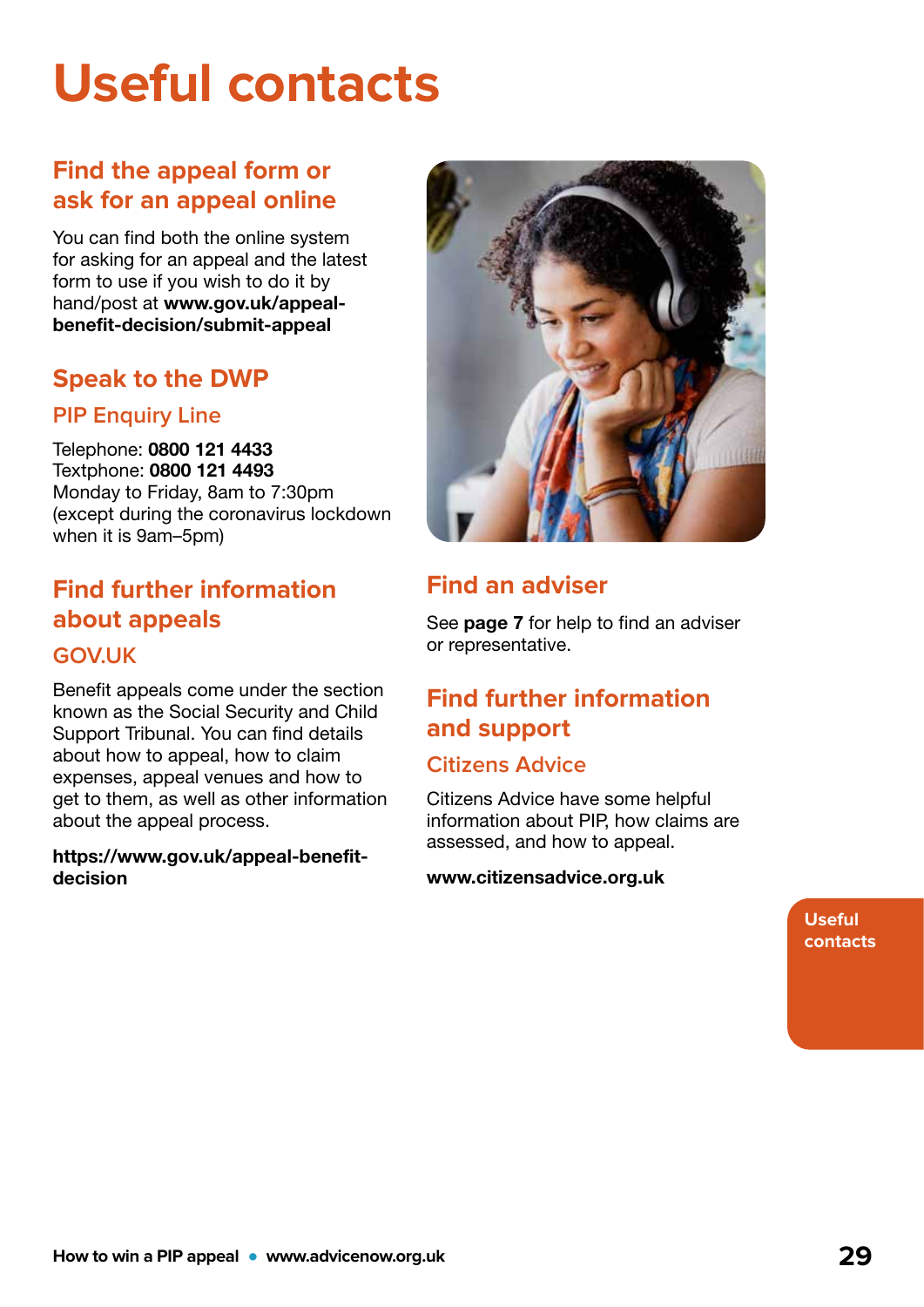# Useful contacts

## Find the appeal form or ask for an appeal online

You can find both the online system for asking for an appeal and the latest form to use if you wish to do it by hand/post at **www.gov.uk/appeal-benefit-decision/submit-appeal**

## Speak to the DWP

### PIP Enquiry Line

Telephone: **0800 121 4433**
Textphone: **0800 121 4493**
Monday to Friday, 8am to 7:30pm (except during the coronavirus lockdown when it is 9am–5pm)

## Find further information about appeals

### GOV.UK

Benefit appeals come under the section known as the Social Security and Child Support Tribunal. You can find details about how to appeal, how to claim expenses, appeal venues and how to get to them, as well as other information about the appeal process.

**https://www.gov.uk/appeal-benefit-decision**

## Find an adviser

See **page 7** for help to find an adviser or representative.

## Find further information and support

### Citizens Advice

Citizens Advice have some helpful information about PIP, how claims are assessed, and how to appeal.

**www.citizensadvice.org.uk**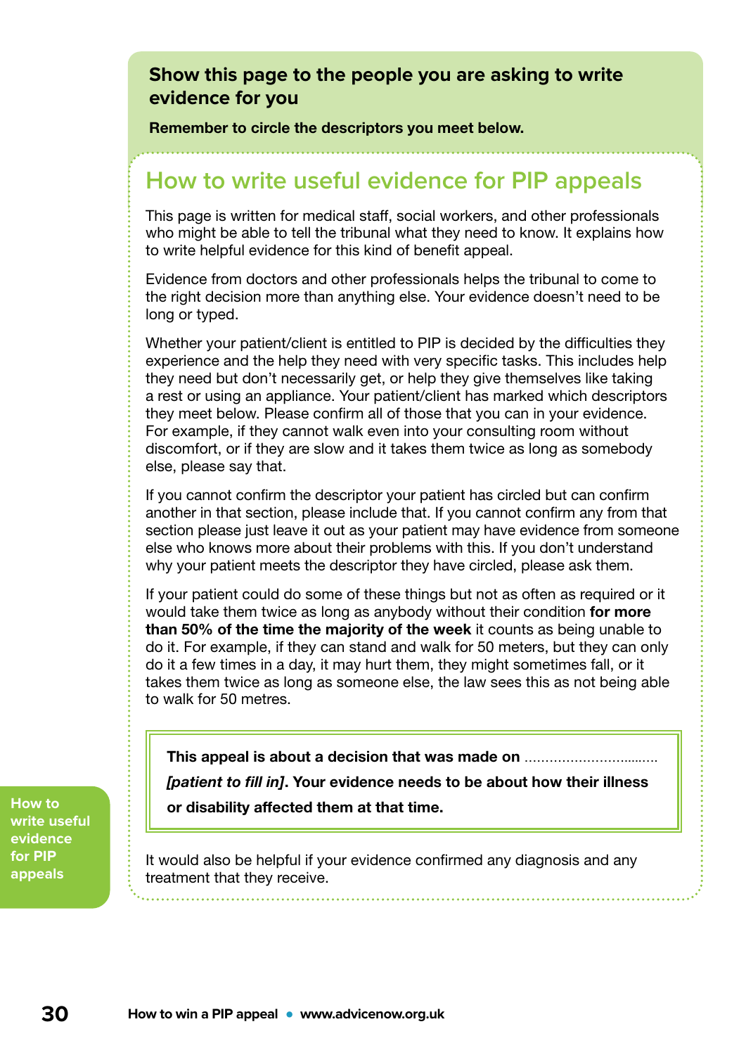**Show this page to the people you are asking to write evidence for you**

**Remember to circle the descriptors you meet below.**

## How to write useful evidence for PIP appeals

This page is written for medical staff, social workers, and other professionals who might be able to tell the tribunal what they need to know. It explains how to write helpful evidence for this kind of benefit appeal.

Evidence from doctors and other professionals helps the tribunal to come to the right decision more than anything else. Your evidence doesn't need to be long or typed.

Whether your patient/client is entitled to PIP is decided by the difficulties they experience and the help they need with very specific tasks. This includes help they need but don't necessarily get, or help they give themselves like taking a rest or using an appliance. Your patient/client has marked which descriptors they meet below. Please confirm all of those that you can in your evidence. For example, if they cannot walk even into your consulting room without discomfort, or if they are slow and it takes them twice as long as somebody else, please say that.

If you cannot confirm the descriptor your patient has circled but can confirm another in that section, please include that. If you cannot confirm any from that section please just leave it out as your patient may have evidence from someone else who knows more about their problems with this. If you don't understand why your patient meets the descriptor they have circled, please ask them.

If your patient could do some of these things but not as often as required or it would take them twice as long as anybody without their condition **for more than 50% of the time the majority of the week** it counts as being unable to do it. For example, if they can stand and walk for 50 meters, but they can only do it a few times in a day, it may hurt them, they might sometimes fall, or it takes them twice as long as someone else, the law sees this as not being able to walk for 50 metres.

> **This appeal is about a decision that was made on** .................................
> ***[patient to fill in]*. Your evidence needs to be about how their illness or disability affected them at that time.**

It would also be helpful if your evidence confirmed any diagnosis and any treatment that they receive.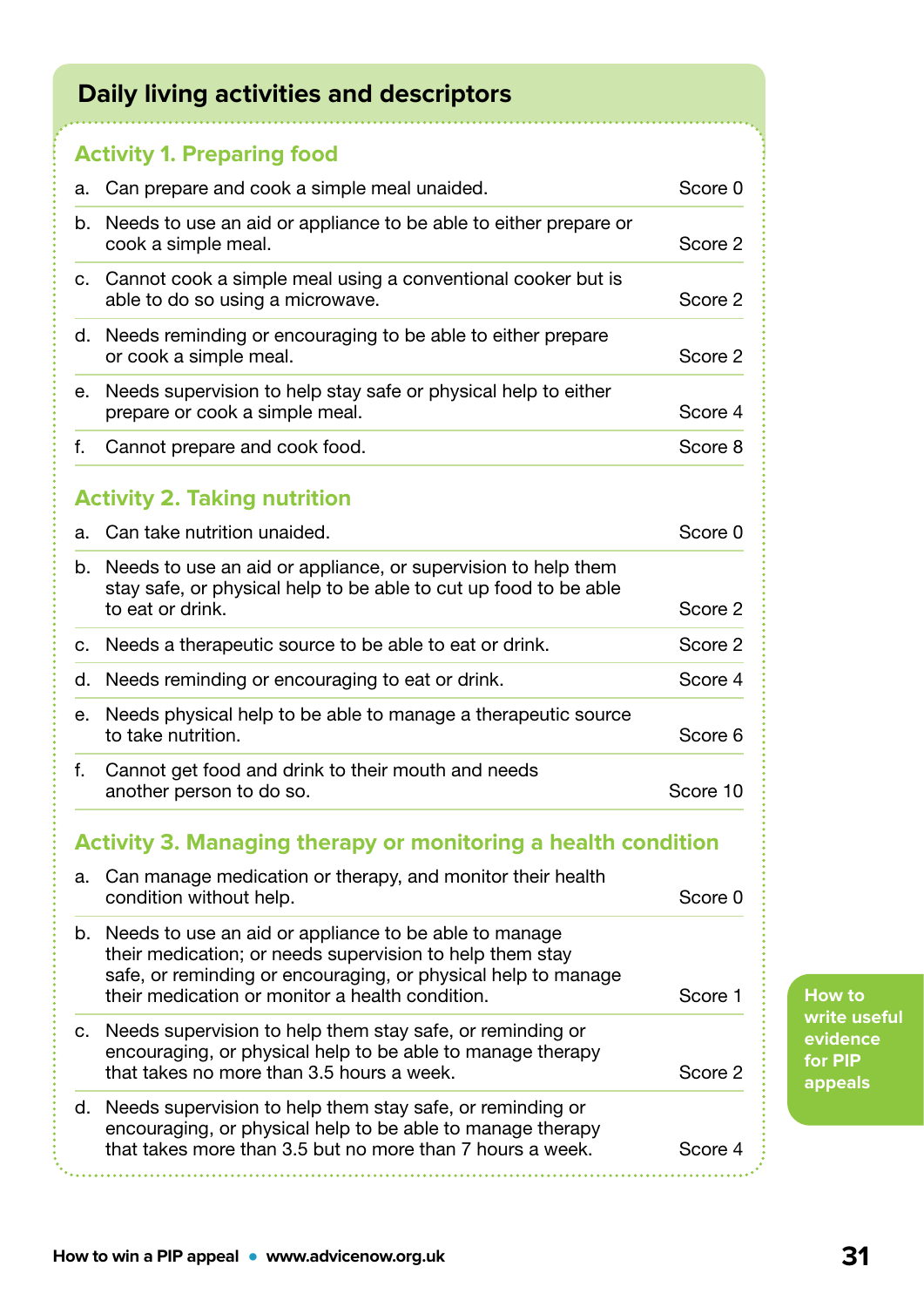## Daily living activities and descriptors

### Activity 1. Preparing food

| | | |
|---|---|---|
| a. | Can prepare and cook a simple meal unaided. | Score 0 |
| b. | Needs to use an aid or appliance to be able to either prepare or cook a simple meal. | Score 2 |
| c. | Cannot cook a simple meal using a conventional cooker but is able to do so using a microwave. | Score 2 |
| d. | Needs reminding or encouraging to be able to either prepare or cook a simple meal. | Score 2 |
| e. | Needs supervision to help stay safe or physical help to either prepare or cook a simple meal. | Score 4 |
| f. | Cannot prepare and cook food. | Score 8 |

### Activity 2. Taking nutrition

| | | |
|---|---|---|
| a. | Can take nutrition unaided. | Score 0 |
| b. | Needs to use an aid or appliance, or supervision to help them stay safe, or physical help to be able to cut up food to be able to eat or drink. | Score 2 |
| c. | Needs a therapeutic source to be able to eat or drink. | Score 2 |
| d. | Needs reminding or encouraging to eat or drink. | Score 4 |
| e. | Needs physical help to be able to manage a therapeutic source to take nutrition. | Score 6 |
| f. | Cannot get food and drink to their mouth and needs another person to do so. | Score 10 |

### Activity 3. Managing therapy or monitoring a health condition

| | | |
|---|---|---|
| a. | Can manage medication or therapy, and monitor their health condition without help. | Score 0 |
| b. | Needs to use an aid or appliance to be able to manage their medication; or needs supervision to help them stay safe, or reminding or encouraging, or physical help to manage their medication or monitor a health condition. | Score 1 |
| c. | Needs supervision to help them stay safe, or reminding or encouraging, or physical help to be able to manage therapy that takes no more than 3.5 hours a week. | Score 2 |
| d. | Needs supervision to help them stay safe, or reminding or encouraging, or physical help to be able to manage therapy that takes more than 3.5 but no more than 7 hours a week. | Score 4 |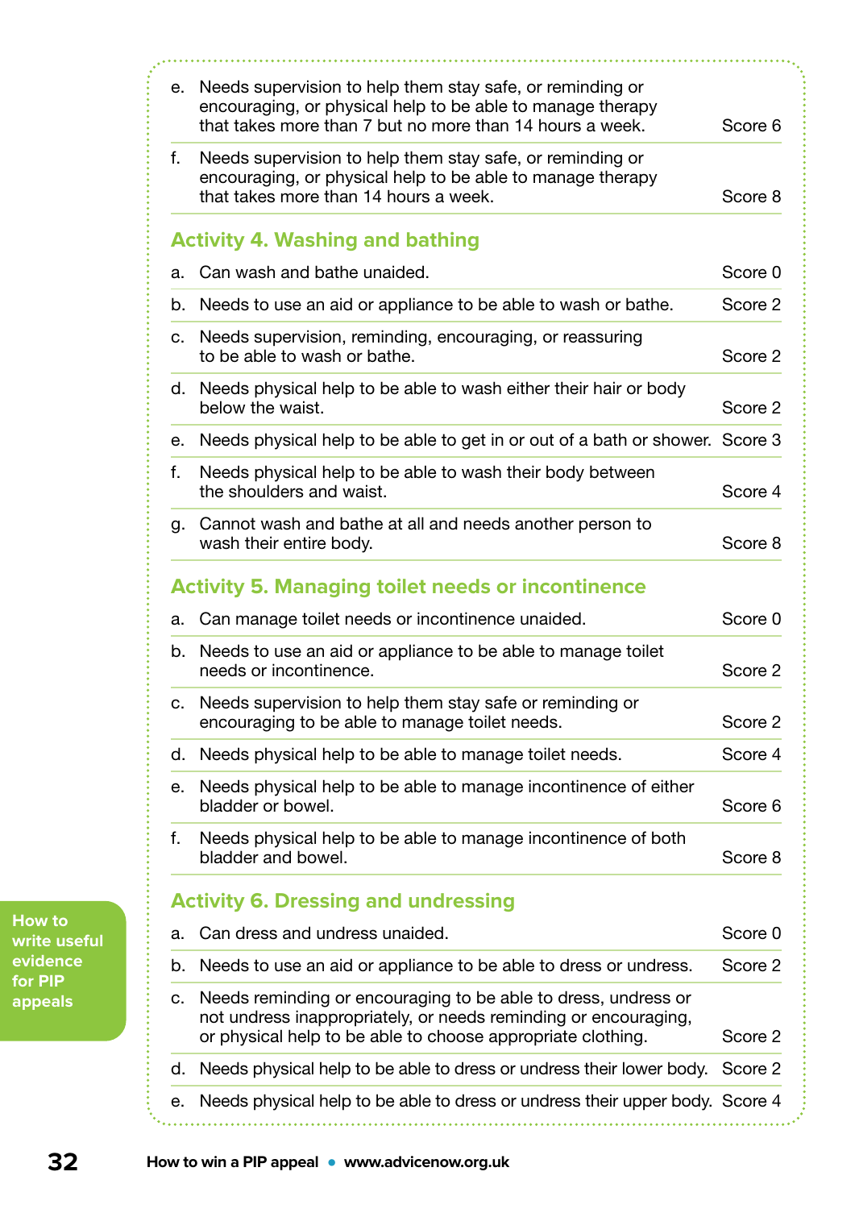e. Needs supervision to help them stay safe, or reminding or encouraging, or physical help to be able to manage therapy that takes more than 7 but no more than 14 hours a week. Score 6

f. Needs supervision to help them stay safe, or reminding or encouraging, or physical help to be able to manage therapy that takes more than 14 hours a week. Score 8

### Activity 4. Washing and bathing

a. Can wash and bathe unaided. Score 0

b. Needs to use an aid or appliance to be able to wash or bathe. Score 2

c. Needs supervision, reminding, encouraging, or reassuring to be able to wash or bathe. Score 2

d. Needs physical help to be able to wash either their hair or body below the waist. Score 2

e. Needs physical help to be able to get in or out of a bath or shower. Score 3

f. Needs physical help to be able to wash their body between the shoulders and waist. Score 4

g. Cannot wash and bathe at all and needs another person to wash their entire body. Score 8

### Activity 5. Managing toilet needs or incontinence

a. Can manage toilet needs or incontinence unaided. Score 0

b. Needs to use an aid or appliance to be able to manage toilet needs or incontinence. Score 2

c. Needs supervision to help them stay safe or reminding or encouraging to be able to manage toilet needs. Score 2

d. Needs physical help to be able to manage toilet needs. Score 4

e. Needs physical help to be able to manage incontinence of either bladder or bowel. Score 6

f. Needs physical help to be able to manage incontinence of both bladder and bowel. Score 8

### Activity 6. Dressing and undressing

a. Can dress and undress unaided. Score 0

b. Needs to use an aid or appliance to be able to dress or undress. Score 2

c. Needs reminding or encouraging to be able to dress, undress or not undress inappropriately, or needs reminding or encouraging, or physical help to be able to choose appropriate clothing. Score 2

d. Needs physical help to be able to dress or undress their lower body. Score 2

e. Needs physical help to be able to dress or undress their upper body. Score 4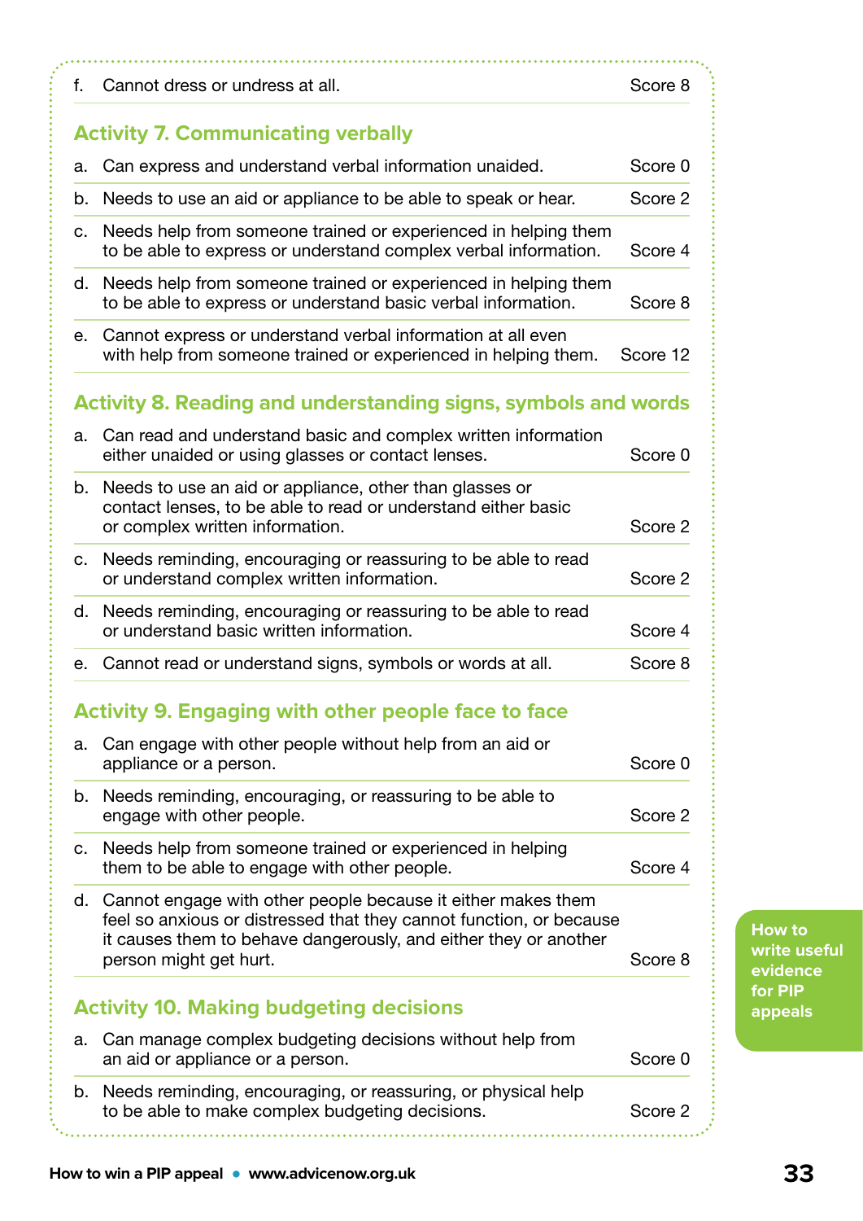| | | |
|---|---|---|
| f. | Cannot dress or undress at all. | Score 8 |

### Activity 7. Communicating verbally

| | | |
|---|---|---|
| a. | Can express and understand verbal information unaided. | Score 0 |
| b. | Needs to use an aid or appliance to be able to speak or hear. | Score 2 |
| c. | Needs help from someone trained or experienced in helping them to be able to express or understand complex verbal information. | Score 4 |
| d. | Needs help from someone trained or experienced in helping them to be able to express or understand basic verbal information. | Score 8 |
| e. | Cannot express or understand verbal information at all even with help from someone trained or experienced in helping them. | Score 12 |

### Activity 8. Reading and understanding signs, symbols and words

| | | |
|---|---|---|
| a. | Can read and understand basic and complex written information either unaided or using glasses or contact lenses. | Score 0 |
| b. | Needs to use an aid or appliance, other than glasses or contact lenses, to be able to read or understand either basic or complex written information. | Score 2 |
| c. | Needs reminding, encouraging or reassuring to be able to read or understand complex written information. | Score 2 |
| d. | Needs reminding, encouraging or reassuring to be able to read or understand basic written information. | Score 4 |
| e. | Cannot read or understand signs, symbols or words at all. | Score 8 |

### Activity 9. Engaging with other people face to face

| | | |
|---|---|---|
| a. | Can engage with other people without help from an aid or appliance or a person. | Score 0 |
| b. | Needs reminding, encouraging, or reassuring to be able to engage with other people. | Score 2 |
| c. | Needs help from someone trained or experienced in helping them to be able to engage with other people. | Score 4 |
| d. | Cannot engage with other people because it either makes them feel so anxious or distressed that they cannot function, or because it causes them to behave dangerously, and either they or another person might get hurt. | Score 8 |

### Activity 10. Making budgeting decisions

| | | |
|---|---|---|
| a. | Can manage complex budgeting decisions without help from an aid or appliance or a person. | Score 0 |
| b. | Needs reminding, encouraging, or reassuring, or physical help to be able to make complex budgeting decisions. | Score 2 |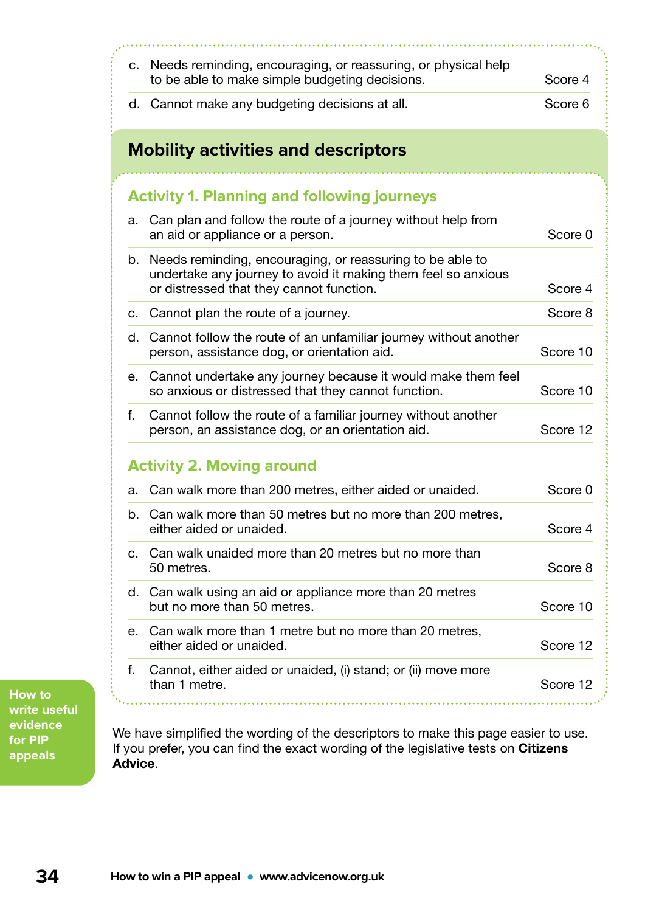| | | |
|---|---|---|
| c. | Needs reminding, encouraging, or reassuring, or physical help to be able to make simple budgeting decisions. | Score 4 |
| d. | Cannot make any budgeting decisions at all. | Score 6 |

## Mobility activities and descriptors

### Activity 1. Planning and following journeys

| | | |
|---|---|---|
| a. | Can plan and follow the route of a journey without help from an aid or appliance or a person. | Score 0 |
| b. | Needs reminding, encouraging, or reassuring to be able to undertake any journey to avoid it making them feel so anxious or distressed that they cannot function. | Score 4 |
| c. | Cannot plan the route of a journey. | Score 8 |
| d. | Cannot follow the route of an unfamiliar journey without another person, assistance dog, or orientation aid. | Score 10 |
| e. | Cannot undertake any journey because it would make them feel so anxious or distressed that they cannot function. | Score 10 |
| f. | Cannot follow the route of a familiar journey without another person, an assistance dog, or an orientation aid. | Score 12 |

### Activity 2. Moving around

| | | |
|---|---|---|
| a. | Can walk more than 200 metres, either aided or unaided. | Score 0 |
| b. | Can walk more than 50 metres but no more than 200 metres, either aided or unaided. | Score 4 |
| c. | Can walk unaided more than 20 metres but no more than 50 metres. | Score 8 |
| d. | Can walk using an aid or appliance more than 20 metres but no more than 50 metres. | Score 10 |
| e. | Can walk more than 1 metre but no more than 20 metres, either aided or unaided. | Score 12 |
| f. | Cannot, either aided or unaided, (i) stand; or (ii) move more than 1 metre. | Score 12 |

We have simplified the wording of the descriptors to make this page easier to use. If you prefer, you can find the exact wording of the legislative tests on **Citizens Advice**.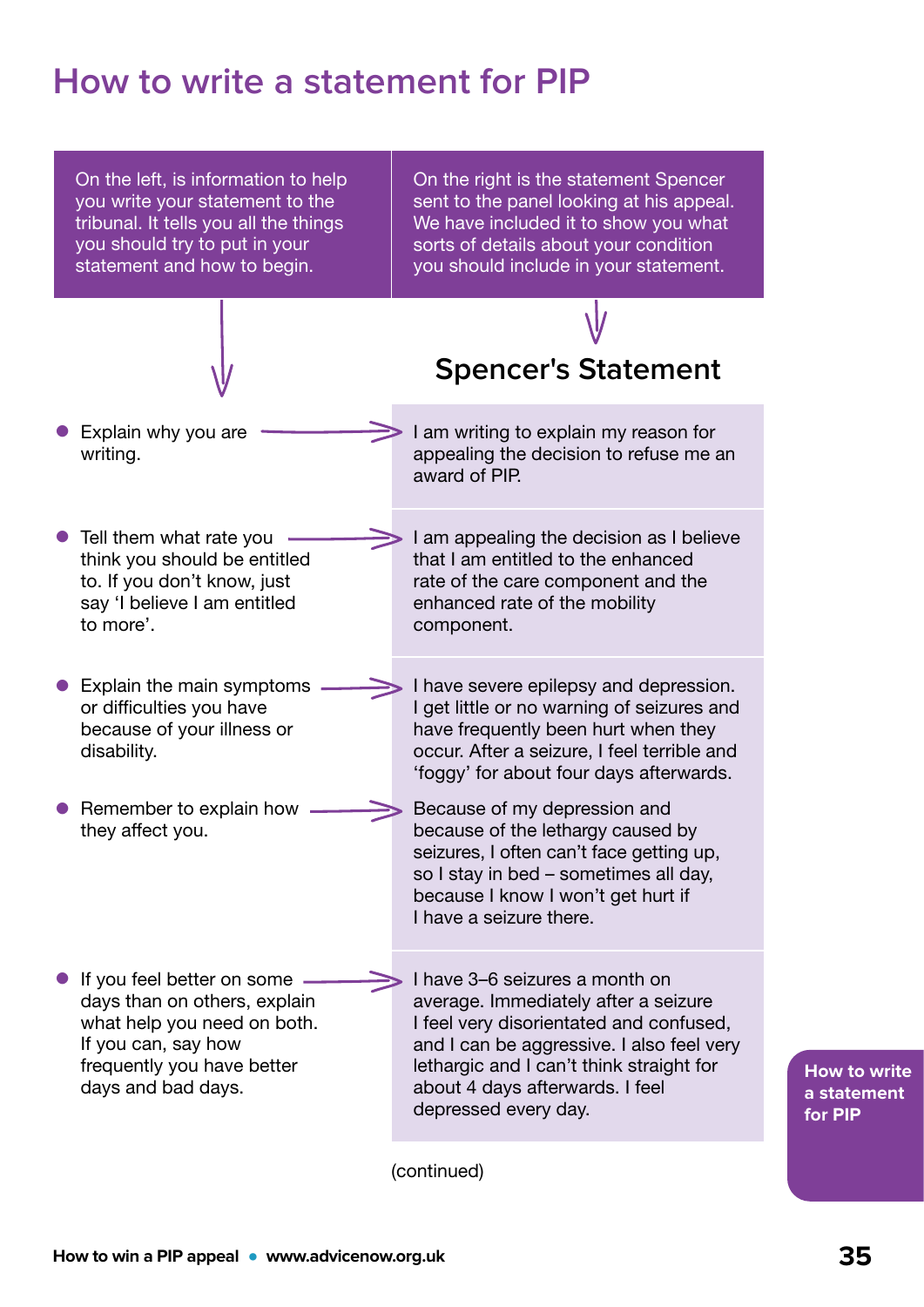# How to write a statement for PIP

| On the left, is information to help you write your statement to the tribunal. It tells you all the things you should try to put in your statement and how to begin. | On the right is the statement Spencer sent to the panel looking at his appeal. We have included it to show you what sorts of details about your condition you should include in your statement. |
|---|---|
| | **Spencer's Statement** |
| • Explain why you are writing. | I am writing to explain my reason for appealing the decision to refuse me an award of PIP. |
| • Tell them what rate you think you should be entitled to. If you don't know, just say 'I believe I am entitled to more'. | I am appealing the decision as I believe that I am entitled to the enhanced rate of the care component and the enhanced rate of the mobility component. |
| • Explain the main symptoms or difficulties you have because of your illness or disability. | I have severe epilepsy and depression. I get little or no warning of seizures and have frequently been hurt when they occur. After a seizure, I feel terrible and 'foggy' for about four days afterwards. |
| • Remember to explain how they affect you. | Because of my depression and because of the lethargy caused by seizures, I often can't face getting up, so I stay in bed – sometimes all day, because I know I won't get hurt if I have a seizure there. |
| • If you feel better on some days than on others, explain what help you need on both. If you can, say how frequently you have better days and bad days. | I have 3–6 seizures a month on average. Immediately after a seizure I feel very disorientated and confused, and I can be aggressive. I also feel very lethargic and I can't think straight for about 4 days afterwards. I feel depressed every day. |

(continued)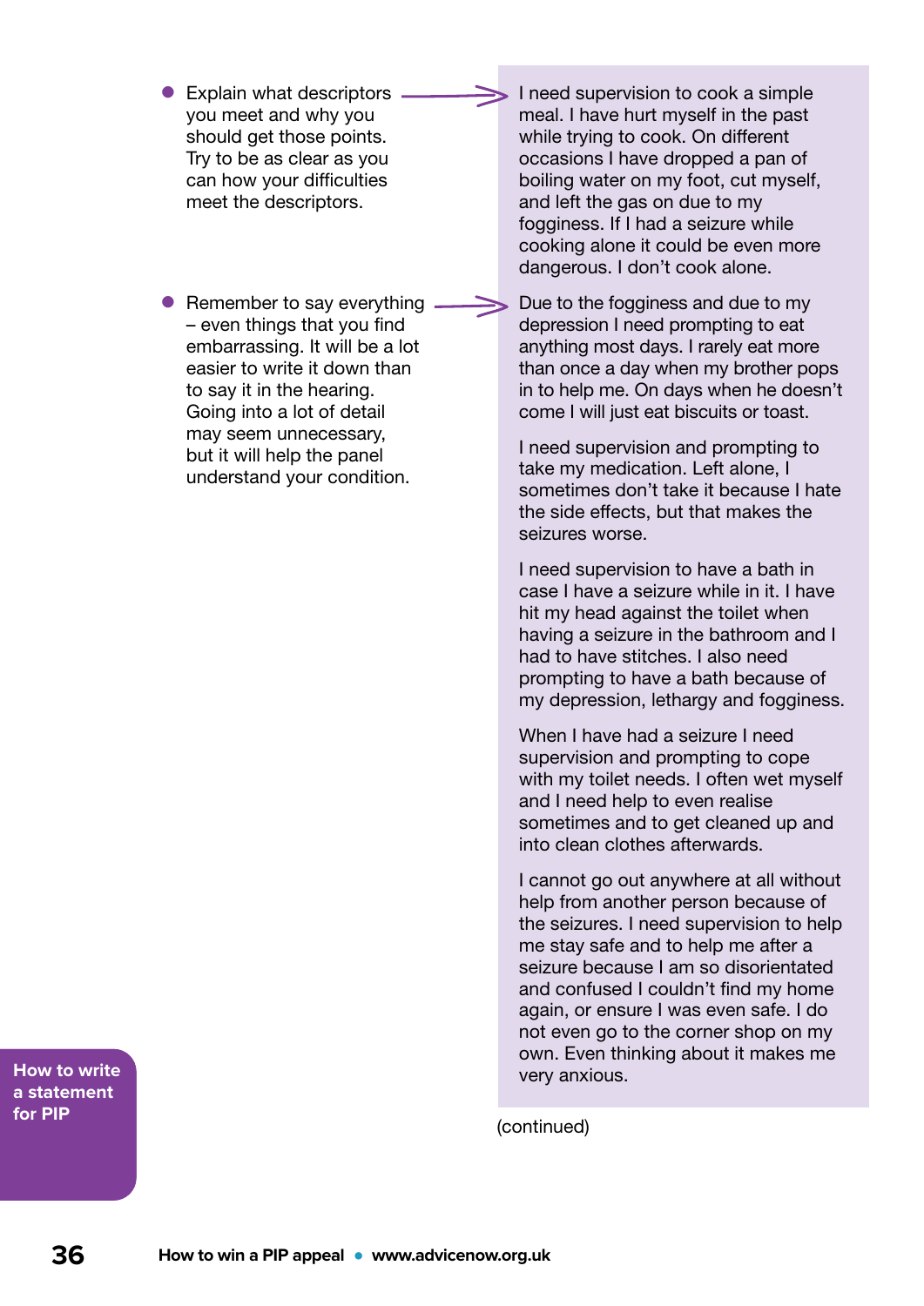- Explain what descriptors you meet and why you should get those points. Try to be as clear as you can how your difficulties meet the descriptors.

> I need supervision to cook a simple meal. I have hurt myself in the past while trying to cook. On different occasions I have dropped a pan of boiling water on my foot, cut myself, and left the gas on due to my fogginess. If I had a seizure while cooking alone it could be even more dangerous. I don't cook alone.

- Remember to say everything – even things that you find embarrassing. It will be a lot easier to write it down than to say it in the hearing. Going into a lot of detail may seem unnecessary, but it will help the panel understand your condition.

> Due to the fogginess and due to my depression I need prompting to eat anything most days. I rarely eat more than once a day when my brother pops in to help me. On days when he doesn't come I will just eat biscuits or toast.
>
> I need supervision and prompting to take my medication. Left alone, I sometimes don't take it because I hate the side effects, but that makes the seizures worse.
>
> I need supervision to have a bath in case I have a seizure while in it. I have hit my head against the toilet when having a seizure in the bathroom and I had to have stitches. I also need prompting to have a bath because of my depression, lethargy and fogginess.
>
> When I have had a seizure I need supervision and prompting to cope with my toilet needs. I often wet myself and I need help to even realise sometimes and to get cleaned up and into clean clothes afterwards.
>
> I cannot go out anywhere at all without help from another person because of the seizures. I need supervision to help me stay safe and to help me after a seizure because I am so disorientated and confused I couldn't find my home again, or ensure I was even safe. I do not even go to the corner shop on my own. Even thinking about it makes me very anxious.

(continued)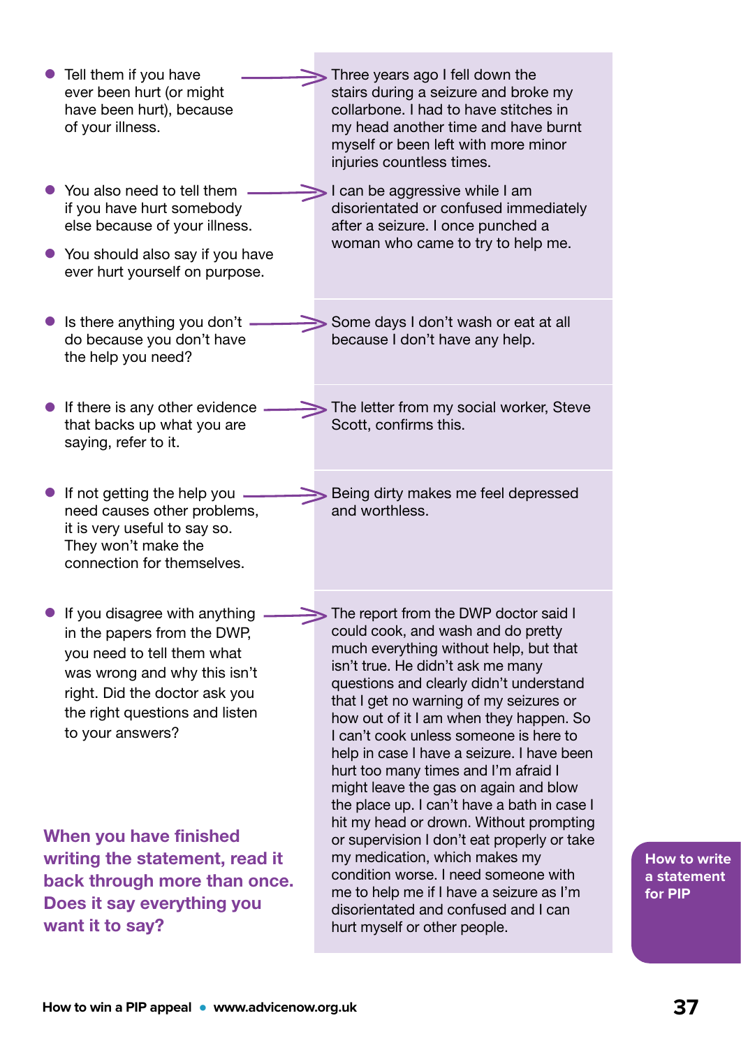- Tell them if you have ever been hurt (or might have been hurt), because of your illness.

> Three years ago I fell down the stairs during a seizure and broke my collarbone. I had to have stitches in my head another time and have burnt myself or been left with more minor injuries countless times.

- You also need to tell them if you have hurt somebody else because of your illness.
- You should also say if you have ever hurt yourself on purpose.

> I can be aggressive while I am disorientated or confused immediately after a seizure. I once punched a woman who came to try to help me.

- Is there anything you don't do because you don't have the help you need?

> Some days I don't wash or eat at all because I don't have any help.

- If there is any other evidence that backs up what you are saying, refer to it.

> The letter from my social worker, Steve Scott, confirms this.

- If not getting the help you need causes other problems, it is very useful to say so. They won't make the connection for themselves.

> Being dirty makes me feel depressed and worthless.

- If you disagree with anything in the papers from the DWP, you need to tell them what was wrong and why this isn't right. Did the doctor ask you the right questions and listen to your answers?

> The report from the DWP doctor said I could cook, and wash and do pretty much everything without help, but that isn't true. He didn't ask me many questions and clearly didn't understand that I get no warning of my seizures or how out of it I am when they happen. So I can't cook unless someone is here to help in case I have a seizure. I have been hurt too many times and I'm afraid I might leave the gas on again and blow the place up. I can't have a bath in case I hit my head or drown. Without prompting or supervision I don't eat properly or take my medication, which makes my condition worse. I need someone with me to help me if I have a seizure as I'm disorientated and confused and I can hurt myself or other people.

**When you have finished writing the statement, read it back through more than once. Does it say everything you want it to say?**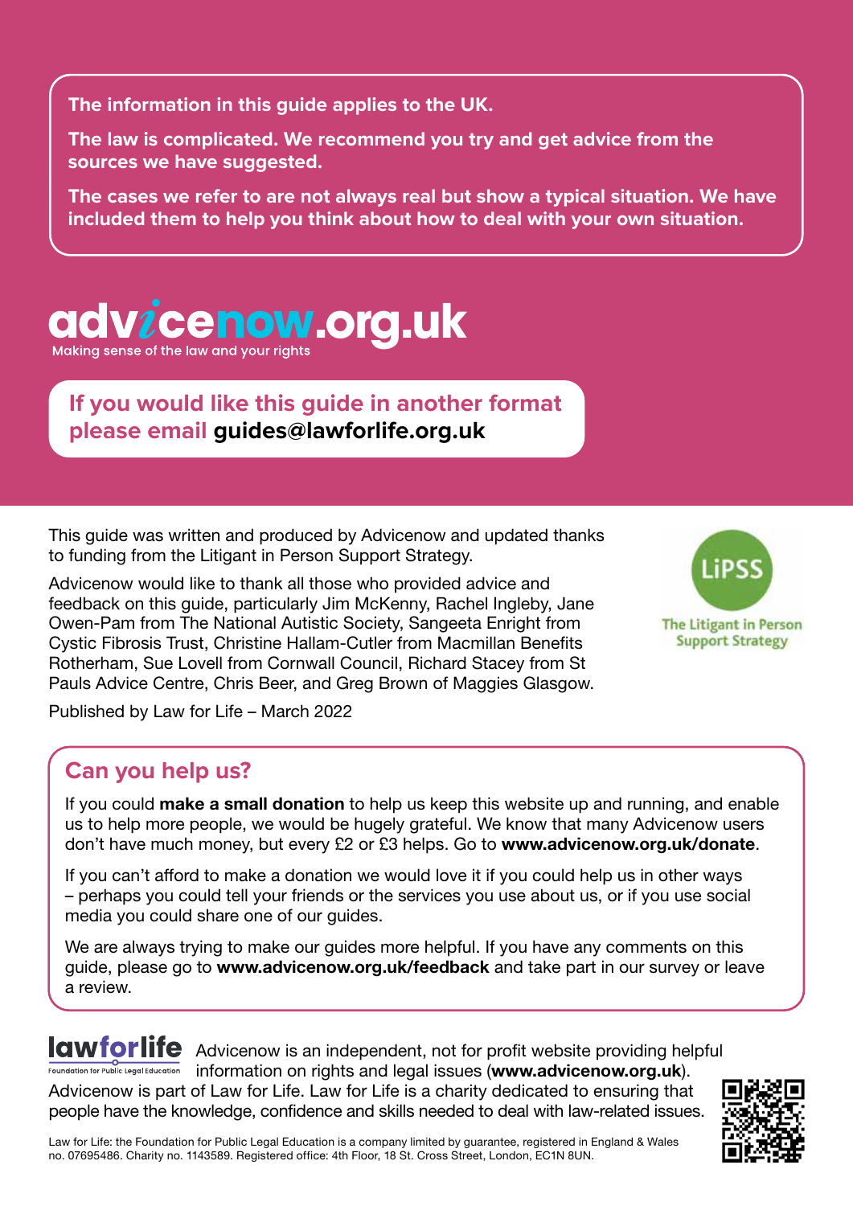**The information in this guide applies to the UK.**

**The law is complicated. We recommend you try and get advice from the sources we have suggested.**

**The cases we refer to are not always real but show a typical situation. We have included them to help you think about how to deal with your own situation.**

**advicenow.org.uk**
Making sense of the law and your rights

**If you would like this guide in another format please email guides@lawforlife.org.uk**

This guide was written and produced by Advicenow and updated thanks to funding from the Litigant in Person Support Strategy.

Advicenow would like to thank all those who provided advice and feedback on this guide, particularly Jim McKenny, Rachel Ingleby, Jane Owen-Pam from The National Autistic Society, Sangeeta Enright from Cystic Fibrosis Trust, Christine Hallam-Cutler from Macmillan Benefits Rotherham, Sue Lovell from Cornwall Council, Richard Stacey from St Pauls Advice Centre, Chris Beer, and Greg Brown of Maggies Glasgow.

LiPSS
The Litigant in Person Support Strategy

Published by Law for Life – March 2022

## Can you help us?

If you could **make a small donation** to help us keep this website up and running, and enable us to help more people, we would be hugely grateful. We know that many Advicenow users don't have much money, but every £2 or £3 helps. Go to **www.advicenow.org.uk/donate**.

If you can't afford to make a donation we would love it if you could help us in other ways – perhaps you could tell your friends or the services you use about us, or if you use social media you could share one of our guides.

We are always trying to make our guides more helpful. If you have any comments on this guide, please go to **www.advicenow.org.uk/feedback** and take part in our survey or leave a review.

**lawforlife**
Foundation for Public Legal Education

Advicenow is an independent, not for profit website providing helpful information on rights and legal issues (**www.advicenow.org.uk**). Advicenow is part of Law for Life. Law for Life is a charity dedicated to ensuring that people have the knowledge, confidence and skills needed to deal with law-related issues.

Law for Life: the Foundation for Public Legal Education is a company limited by guarantee, registered in England & Wales no. 07695486. Charity no. 1143589. Registered office: 4th Floor, 18 St. Cross Street, London, EC1N 8UN.